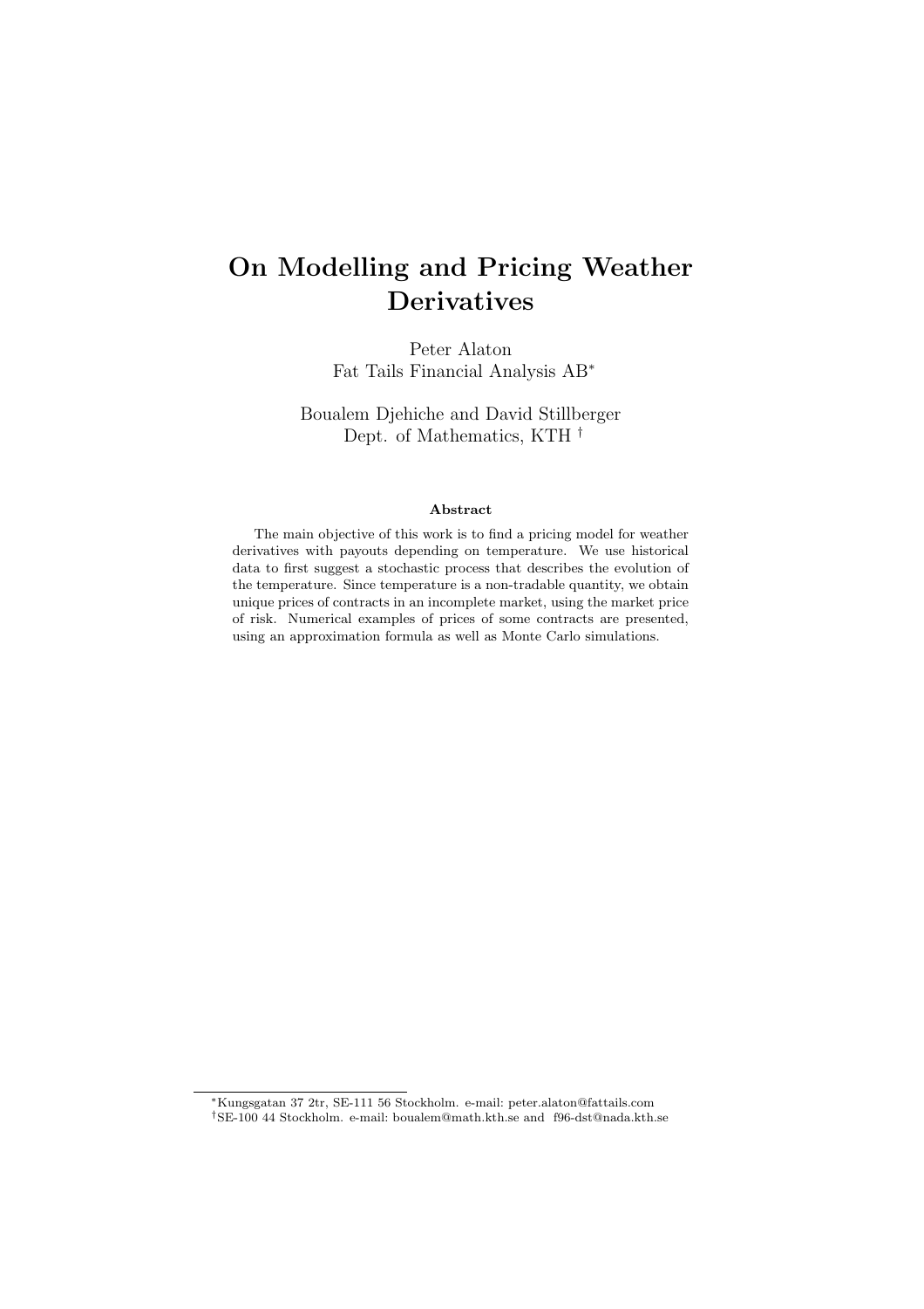# On Modelling and Pricing Weather Derivatives

Peter Alaton
Fat Tails Financial Analysis AB*

Boualem Djehiche and David Stillberger
Dept. of Mathematics, KTH †

### Abstract

The main objective of this work is to find a pricing model for weather derivatives with payouts depending on temperature. We use historical data to first suggest a stochastic process that describes the evolution of the temperature. Since temperature is a non-tradable quantity, we obtain unique prices of contracts in an incomplete market, using the market price of risk. Numerical examples of prices of some contracts are presented, using an approximation formula as well as Monte Carlo simulations.

---

*Kungsgatan 37 2tr, SE-111 56 Stockholm. e-mail: peter.alaton@fattails.com
†SE-100 44 Stockholm. e-mail: boualem@math.kth.se and f96-dst@nada.kth.se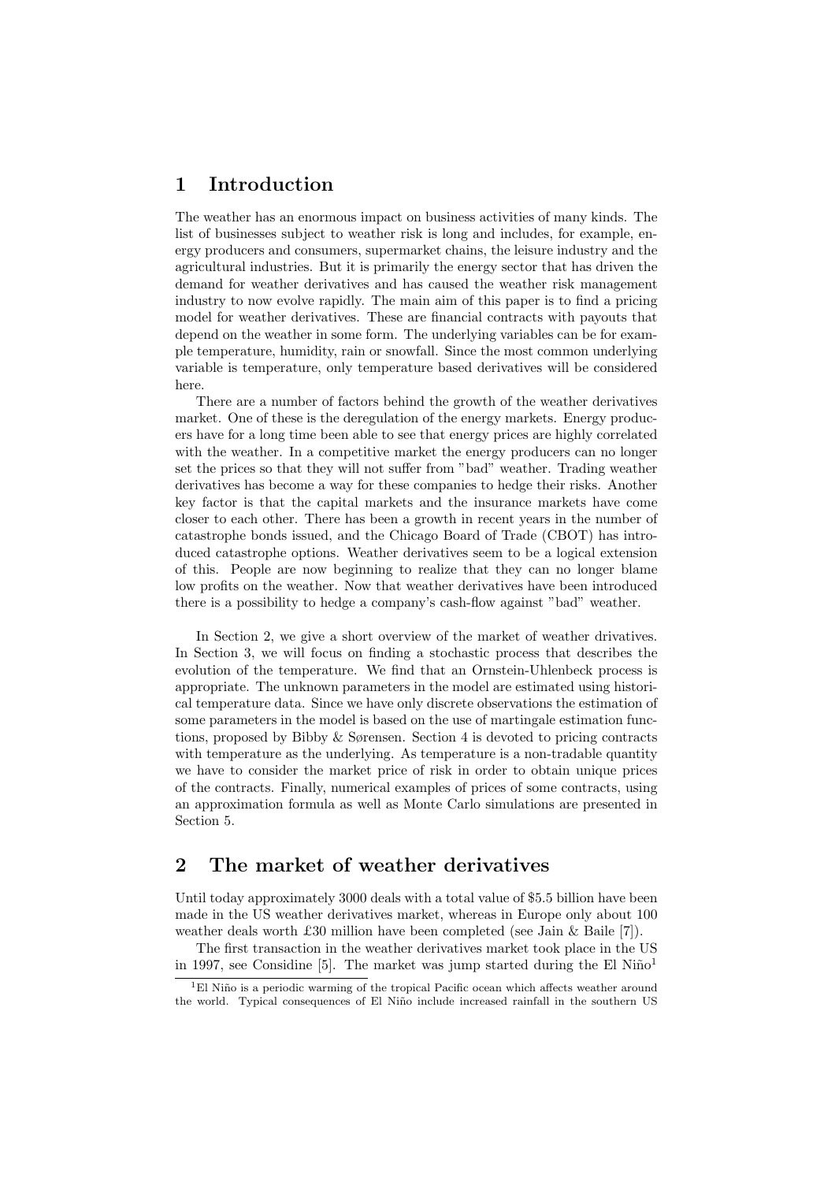## 1 Introduction

The weather has an enormous impact on business activities of many kinds. The list of businesses subject to weather risk is long and includes, for example, energy producers and consumers, supermarket chains, the leisure industry and the agricultural industries. But it is primarily the energy sector that has driven the demand for weather derivatives and has caused the weather risk management industry to now evolve rapidly. The main aim of this paper is to find a pricing model for weather derivatives. These are financial contracts with payouts that depend on the weather in some form. The underlying variables can be for example temperature, humidity, rain or snowfall. Since the most common underlying variable is temperature, only temperature based derivatives will be considered here.

There are a number of factors behind the growth of the weather derivatives market. One of these is the deregulation of the energy markets. Energy producers have for a long time been able to see that energy prices are highly correlated with the weather. In a competitive market the energy producers can no longer set the prices so that they will not suffer from "bad" weather. Trading weather derivatives has become a way for these companies to hedge their risks. Another key factor is that the capital markets and the insurance markets have come closer to each other. There has been a growth in recent years in the number of catastrophe bonds issued, and the Chicago Board of Trade (CBOT) has introduced catastrophe options. Weather derivatives seem to be a logical extension of this. People are now beginning to realize that they can no longer blame low profits on the weather. Now that weather derivatives have been introduced there is a possibility to hedge a company's cash-flow against "bad" weather.

In Section 2, we give a short overview of the market of weather drivatives. In Section 3, we will focus on finding a stochastic process that describes the evolution of the temperature. We find that an Ornstein-Uhlenbeck process is appropriate. The unknown parameters in the model are estimated using historical temperature data. Since we have only discrete observations the estimation of some parameters in the model is based on the use of martingale estimation functions, proposed by Bibby & Sørensen. Section 4 is devoted to pricing contracts with temperature as the underlying. As temperature is a non-tradable quantity we have to consider the market price of risk in order to obtain unique prices of the contracts. Finally, numerical examples of prices of some contracts, using an approximation formula as well as Monte Carlo simulations are presented in Section 5.

## 2 The market of weather derivatives

Until today approximately 3000 deals with a total value of \$5.5 billion have been made in the US weather derivatives market, whereas in Europe only about 100 weather deals worth £30 million have been completed (see Jain & Baile [7]).

The first transaction in the weather derivatives market took place in the US in 1997, see Considine [5]. The market was jump started during the El Niño[1]

[1] El Niño is a periodic warming of the tropical Pacific ocean which affects weather around the world. Typical consequences of El Niño include increased rainfall in the southern US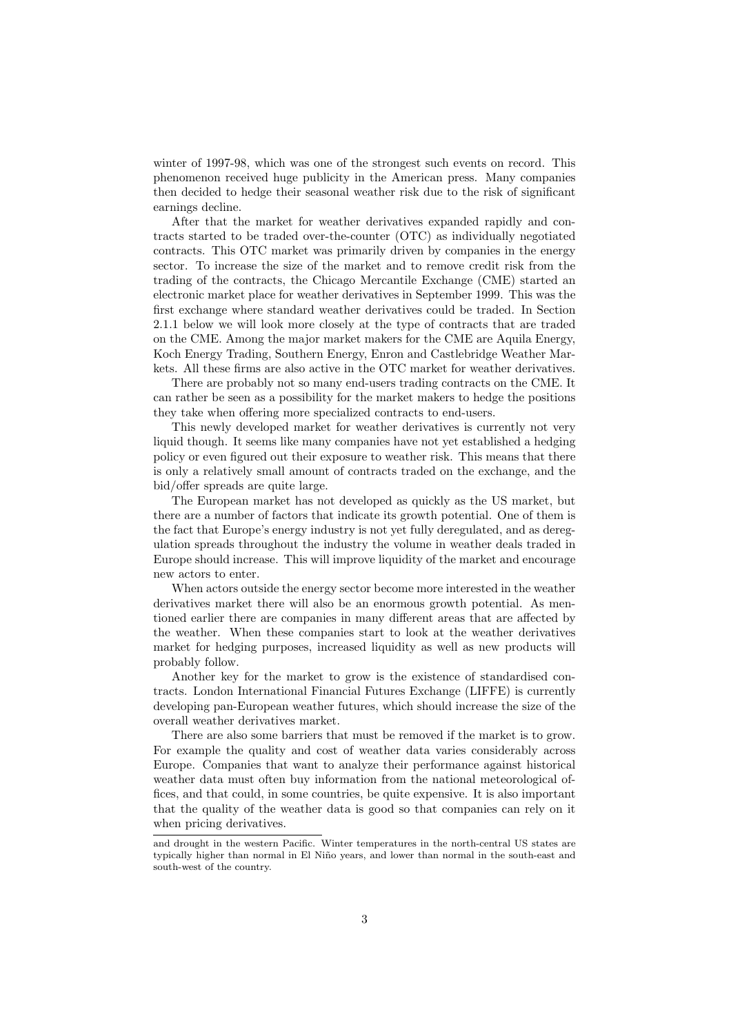winter of 1997-98, which was one of the strongest such events on record. This phenomenon received huge publicity in the American press. Many companies then decided to hedge their seasonal weather risk due to the risk of significant earnings decline.

After that the market for weather derivatives expanded rapidly and contracts started to be traded over-the-counter (OTC) as individually negotiated contracts. This OTC market was primarily driven by companies in the energy sector. To increase the size of the market and to remove credit risk from the trading of the contracts, the Chicago Mercantile Exchange (CME) started an electronic market place for weather derivatives in September 1999. This was the first exchange where standard weather derivatives could be traded. In Section 2.1.1 below we will look more closely at the type of contracts that are traded on the CME. Among the major market makers for the CME are Aquila Energy, Koch Energy Trading, Southern Energy, Enron and Castlebridge Weather Markets. All these firms are also active in the OTC market for weather derivatives.

There are probably not so many end-users trading contracts on the CME. It can rather be seen as a possibility for the market makers to hedge the positions they take when offering more specialized contracts to end-users.

This newly developed market for weather derivatives is currently not very liquid though. It seems like many companies have not yet established a hedging policy or even figured out their exposure to weather risk. This means that there is only a relatively small amount of contracts traded on the exchange, and the bid/offer spreads are quite large.

The European market has not developed as quickly as the US market, but there are a number of factors that indicate its growth potential. One of them is the fact that Europe's energy industry is not yet fully deregulated, and as deregulation spreads throughout the industry the volume in weather deals traded in Europe should increase. This will improve liquidity of the market and encourage new actors to enter.

When actors outside the energy sector become more interested in the weather derivatives market there will also be an enormous growth potential. As mentioned earlier there are companies in many different areas that are affected by the weather. When these companies start to look at the weather derivatives market for hedging purposes, increased liquidity as well as new products will probably follow.

Another key for the market to grow is the existence of standardised contracts. London International Financial Futures Exchange (LIFFE) is currently developing pan-European weather futures, which should increase the size of the overall weather derivatives market.

There are also some barriers that must be removed if the market is to grow. For example the quality and cost of weather data varies considerably across Europe. Companies that want to analyze their performance against historical weather data must often buy information from the national meteorological offices, and that could, in some countries, be quite expensive. It is also important that the quality of the weather data is good so that companies can rely on it when pricing derivatives.

---

and drought in the western Pacific. Winter temperatures in the north-central US states are typically higher than normal in El Niño years, and lower than normal in the south-east and south-west of the country.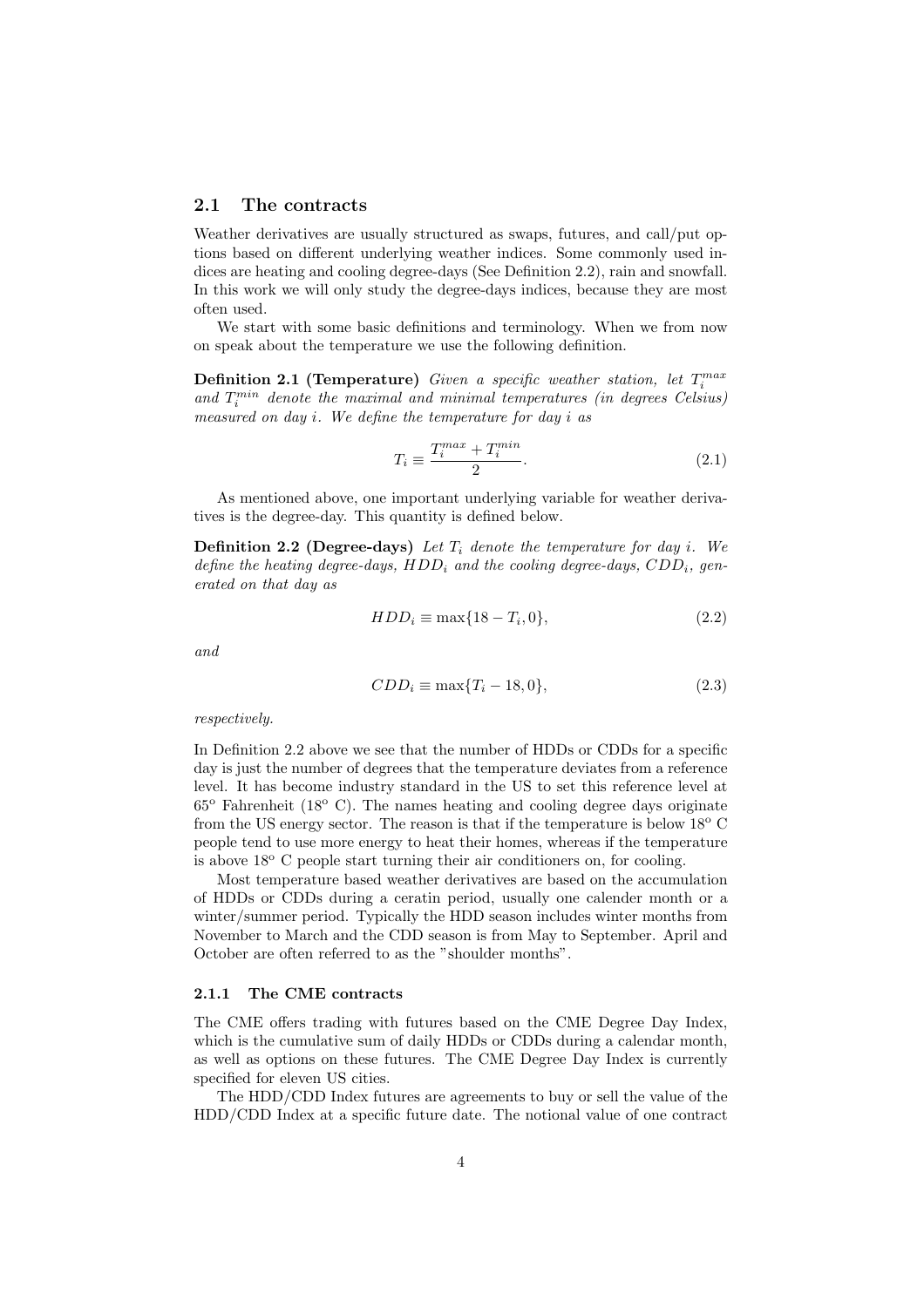## 2.1 The contracts

Weather derivatives are usually structured as swaps, futures, and call/put options based on different underlying weather indices. Some commonly used indices are heating and cooling degree-days (See Definition 2.2), rain and snowfall. In this work we will only study the degree-days indices, because they are most often used.

We start with some basic definitions and terminology. When we from now on speak about the temperature we use the following definition.

**Definition 2.1 (Temperature)** *Given a specific weather station, let $T_i^{max}$ and $T_i^{min}$ denote the maximal and minimal temperatures (in degrees Celsius) measured on day $i$. We define the temperature for day $i$ as*

$$T_i \equiv \frac{T_i^{max} + T_i^{min}}{2}. \tag{2.1}$$

As mentioned above, one important underlying variable for weather derivatives is the degree-day. This quantity is defined below.

**Definition 2.2 (Degree-days)** *Let $T_i$ denote the temperature for day $i$. We define the heating degree-days, $HDD_i$ and the cooling degree-days, $CDD_i$, generated on that day as*

$$HDD_i \equiv \max\{18 - T_i, 0\}, \tag{2.2}$$

*and*

$$CDD_i \equiv \max\{T_i - 18, 0\}, \tag{2.3}$$

*respectively.*

In Definition 2.2 above we see that the number of HDDs or CDDs for a specific day is just the number of degrees that the temperature deviates from a reference level. It has become industry standard in the US to set this reference level at 65$^o$ Fahrenheit (18$^o$ C). The names heating and cooling degree days originate from the US energy sector. The reason is that if the temperature is below 18$^o$ C people tend to use more energy to heat their homes, whereas if the temperature is above 18$^o$ C people start turning their air conditioners on, for cooling.

Most temperature based weather derivatives are based on the accumulation of HDDs or CDDs during a ceratin period, usually one calender month or a winter/summer period. Typically the HDD season includes winter months from November to March and the CDD season is from May to September. April and October are often referred to as the "shoulder months".

### 2.1.1 The CME contracts

The CME offers trading with futures based on the CME Degree Day Index, which is the cumulative sum of daily HDDs or CDDs during a calendar month, as well as options on these futures. The CME Degree Day Index is currently specified for eleven US cities.

The HDD/CDD Index futures are agreements to buy or sell the value of the HDD/CDD Index at a specific future date. The notional value of one contract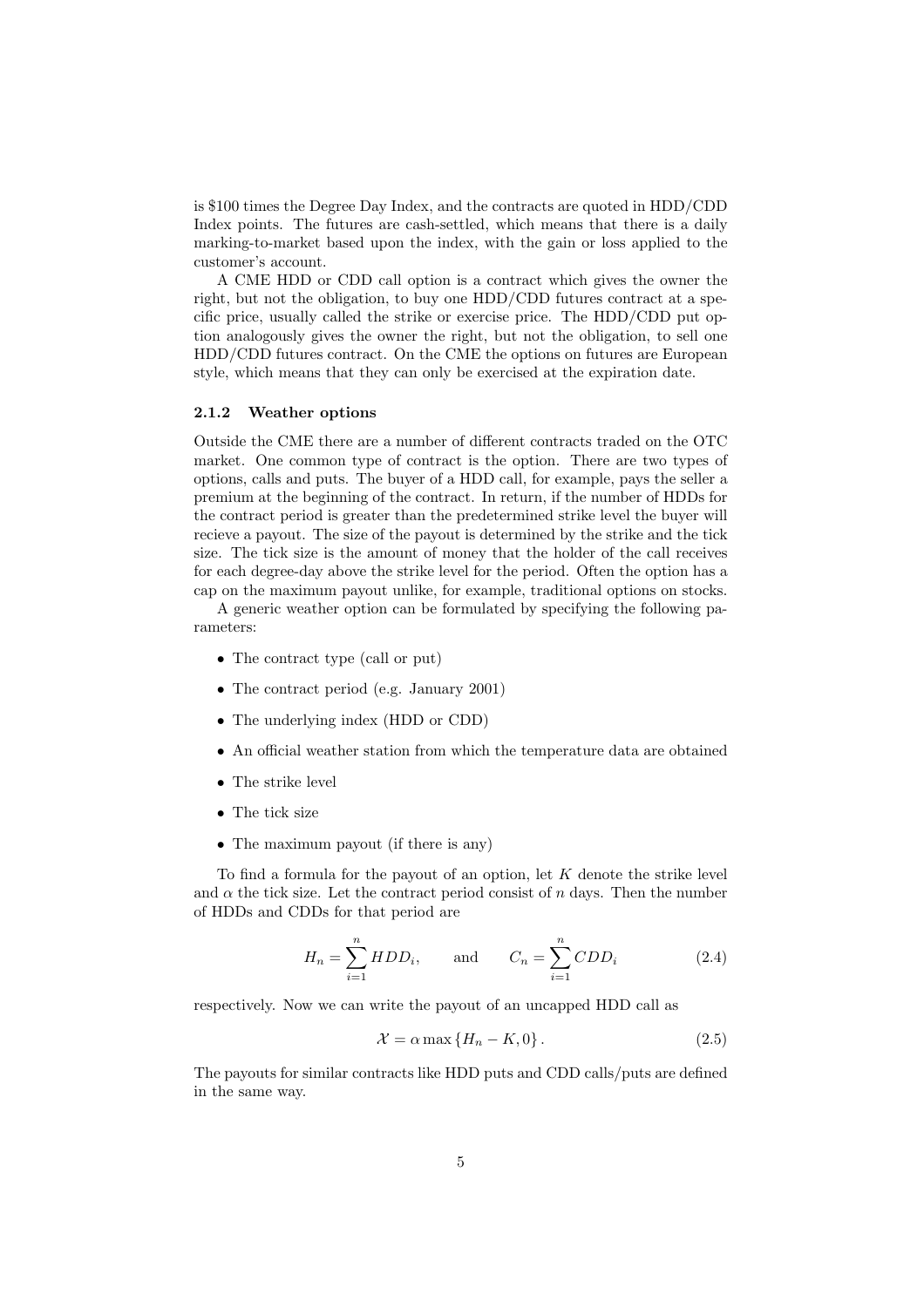is $100 times the Degree Day Index, and the contracts are quoted in HDD/CDD Index points. The futures are cash-settled, which means that there is a daily marking-to-market based upon the index, with the gain or loss applied to the customer's account.

A CME HDD or CDD call option is a contract which gives the owner the right, but not the obligation, to buy one HDD/CDD futures contract at a specific price, usually called the strike or exercise price. The HDD/CDD put option analogously gives the owner the right, but not the obligation, to sell one HDD/CDD futures contract. On the CME the options on futures are European style, which means that they can only be exercised at the expiration date.

### 2.1.2 Weather options

Outside the CME there are a number of different contracts traded on the OTC market. One common type of contract is the option. There are two types of options, calls and puts. The buyer of a HDD call, for example, pays the seller a premium at the beginning of the contract. In return, if the number of HDDs for the contract period is greater than the predetermined strike level the buyer will recieve a payout. The size of the payout is determined by the strike and the tick size. The tick size is the amount of money that the holder of the call receives for each degree-day above the strike level for the period. Often the option has a cap on the maximum payout unlike, for example, traditional options on stocks.

A generic weather option can be formulated by specifying the following parameters:

- The contract type (call or put)
- The contract period (e.g. January 2001)
- The underlying index (HDD or CDD)
- An official weather station from which the temperature data are obtained
- The strike level
- The tick size
- The maximum payout (if there is any)

To find a formula for the payout of an option, let $K$ denote the strike level and $\alpha$ the tick size. Let the contract period consist of $n$ days. Then the number of HDDs and CDDs for that period are

$$H_n = \sum_{i=1}^{n} HDD_i, \qquad \text{and} \qquad C_n = \sum_{i=1}^{n} CDD_i \tag{2.4}$$

respectively. Now we can write the payout of an uncapped HDD call as

$$\mathcal{X} = \alpha \max \{H_n - K, 0\}. \tag{2.5}$$

The payouts for similar contracts like HDD puts and CDD calls/puts are defined in the same way.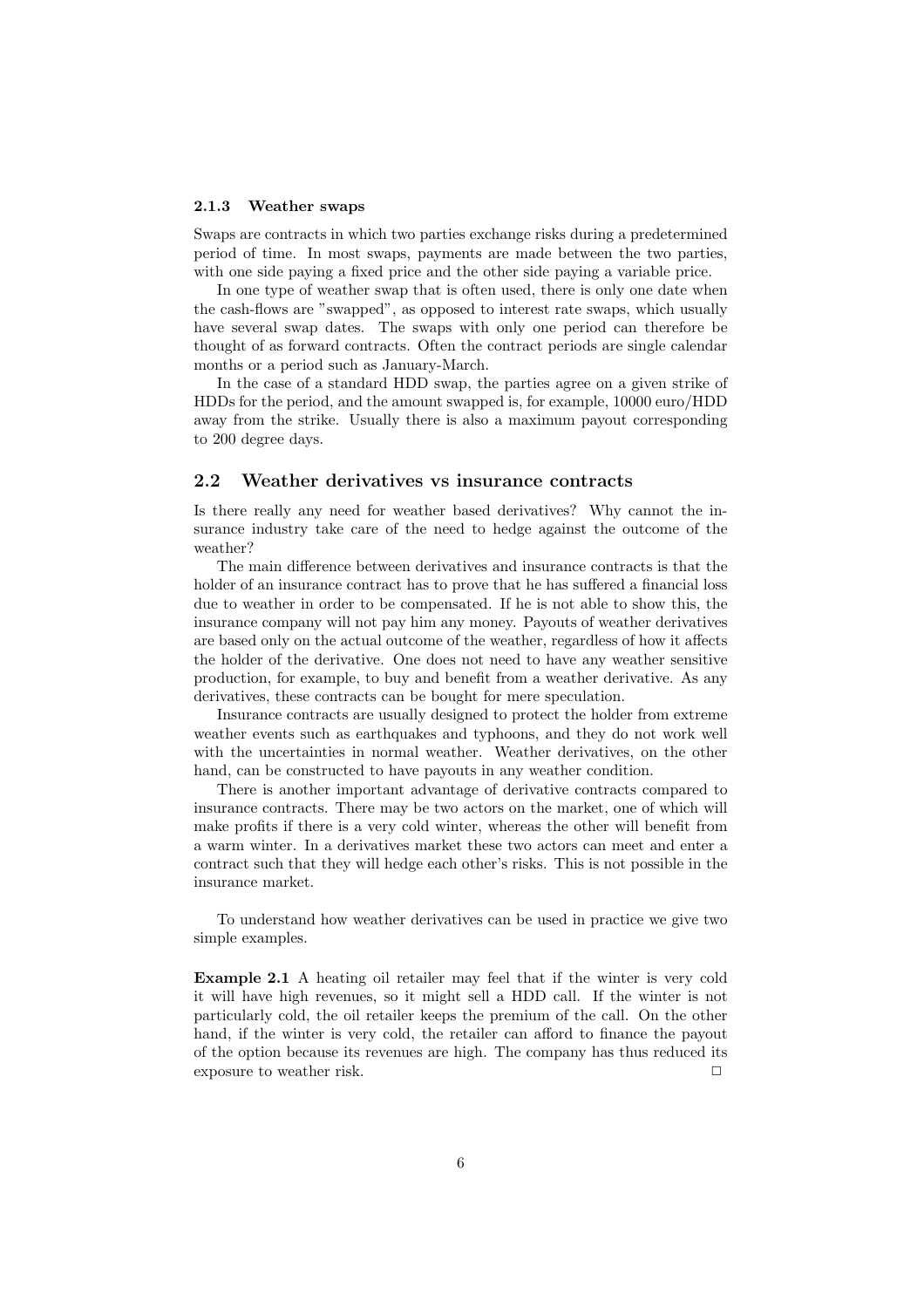### 2.1.3 Weather swaps

Swaps are contracts in which two parties exchange risks during a predetermined period of time. In most swaps, payments are made between the two parties, with one side paying a fixed price and the other side paying a variable price.

In one type of weather swap that is often used, there is only one date when the cash-flows are "swapped", as opposed to interest rate swaps, which usually have several swap dates. The swaps with only one period can therefore be thought of as forward contracts. Often the contract periods are single calendar months or a period such as January-March.

In the case of a standard HDD swap, the parties agree on a given strike of HDDs for the period, and the amount swapped is, for example, 10000 euro/HDD away from the strike. Usually there is also a maximum payout corresponding to 200 degree days.

## 2.2 Weather derivatives vs insurance contracts

Is there really any need for weather based derivatives? Why cannot the insurance industry take care of the need to hedge against the outcome of the weather?

The main difference between derivatives and insurance contracts is that the holder of an insurance contract has to prove that he has suffered a financial loss due to weather in order to be compensated. If he is not able to show this, the insurance company will not pay him any money. Payouts of weather derivatives are based only on the actual outcome of the weather, regardless of how it affects the holder of the derivative. One does not need to have any weather sensitive production, for example, to buy and benefit from a weather derivative. As any derivatives, these contracts can be bought for mere speculation.

Insurance contracts are usually designed to protect the holder from extreme weather events such as earthquakes and typhoons, and they do not work well with the uncertainties in normal weather. Weather derivatives, on the other hand, can be constructed to have payouts in any weather condition.

There is another important advantage of derivative contracts compared to insurance contracts. There may be two actors on the market, one of which will make profits if there is a very cold winter, whereas the other will benefit from a warm winter. In a derivatives market these two actors can meet and enter a contract such that they will hedge each other's risks. This is not possible in the insurance market.

To understand how weather derivatives can be used in practice we give two simple examples.

**Example 2.1** A heating oil retailer may feel that if the winter is very cold it will have high revenues, so it might sell a HDD call. If the winter is not particularly cold, the oil retailer keeps the premium of the call. On the other hand, if the winter is very cold, the retailer can afford to finance the payout of the option because its revenues are high. The company has thus reduced its exposure to weather risk. □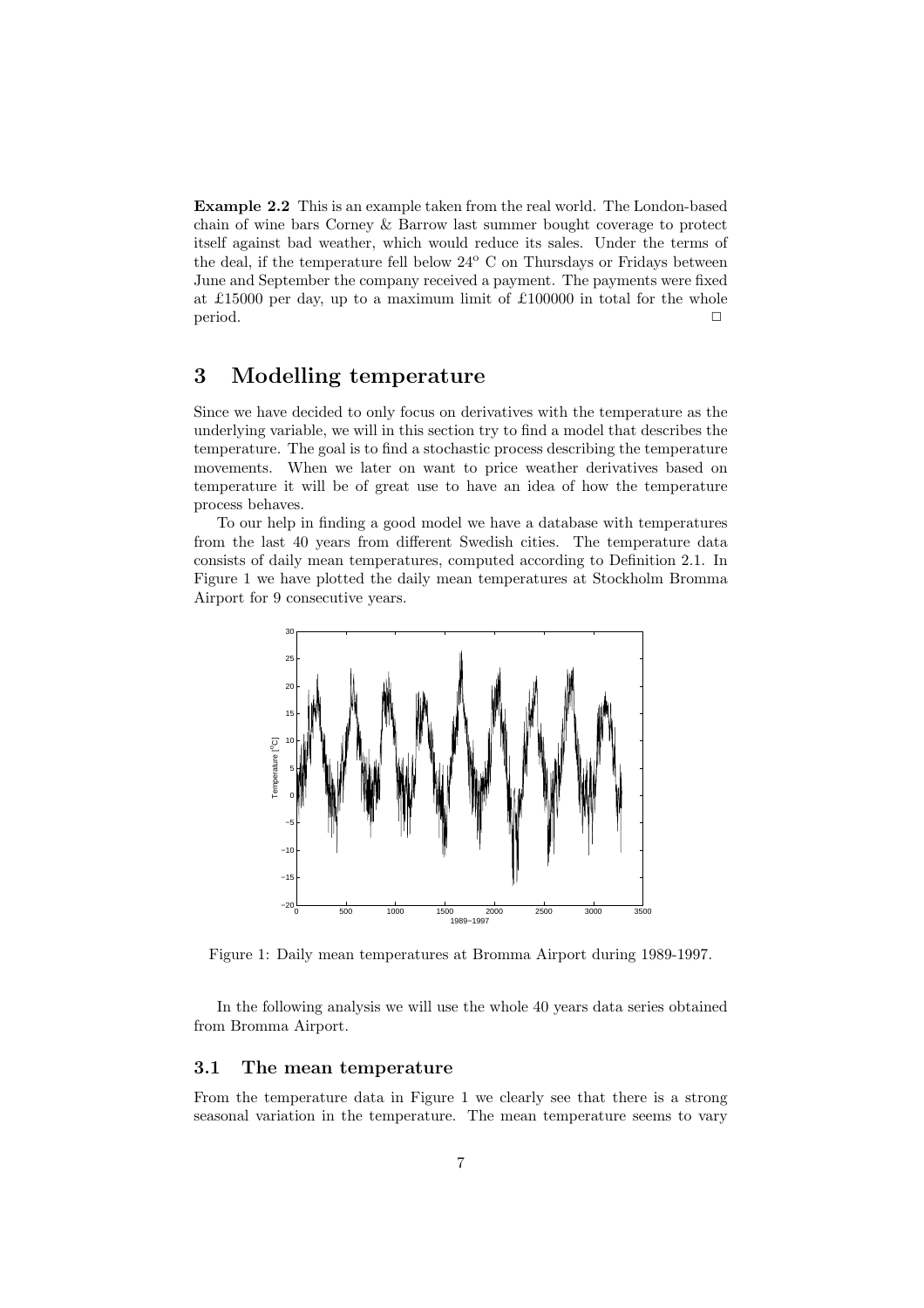**Example 2.2** This is an example taken from the real world. The London-based chain of wine bars Corney & Barrow last summer bought coverage to protect itself against bad weather, which would reduce its sales. Under the terms of the deal, if the temperature fell below 24$^o$ C on Thursdays or Fridays between June and September the company received a payment. The payments were fixed at £15000 per day, up to a maximum limit of £100000 in total for the whole period. □

# 3 Modelling temperature

Since we have decided to only focus on derivatives with the temperature as the underlying variable, we will in this section try to find a model that describes the temperature. The goal is to find a stochastic process describing the temperature movements. When we later on want to price weather derivatives based on temperature it will be of great use to have an idea of how the temperature process behaves.

To our help in finding a good model we have a database with temperatures from the last 40 years from different Swedish cities. The temperature data consists of daily mean temperatures, computed according to Definition 2.1. In Figure 1 we have plotted the daily mean temperatures at Stockholm Bromma Airport for 9 consecutive years.

Figure 1: Daily mean temperatures at Bromma Airport during 1989-1997.

In the following analysis we will use the whole 40 years data series obtained from Bromma Airport.

## 3.1 The mean temperature

From the temperature data in Figure 1 we clearly see that there is a strong seasonal variation in the temperature. The mean temperature seems to vary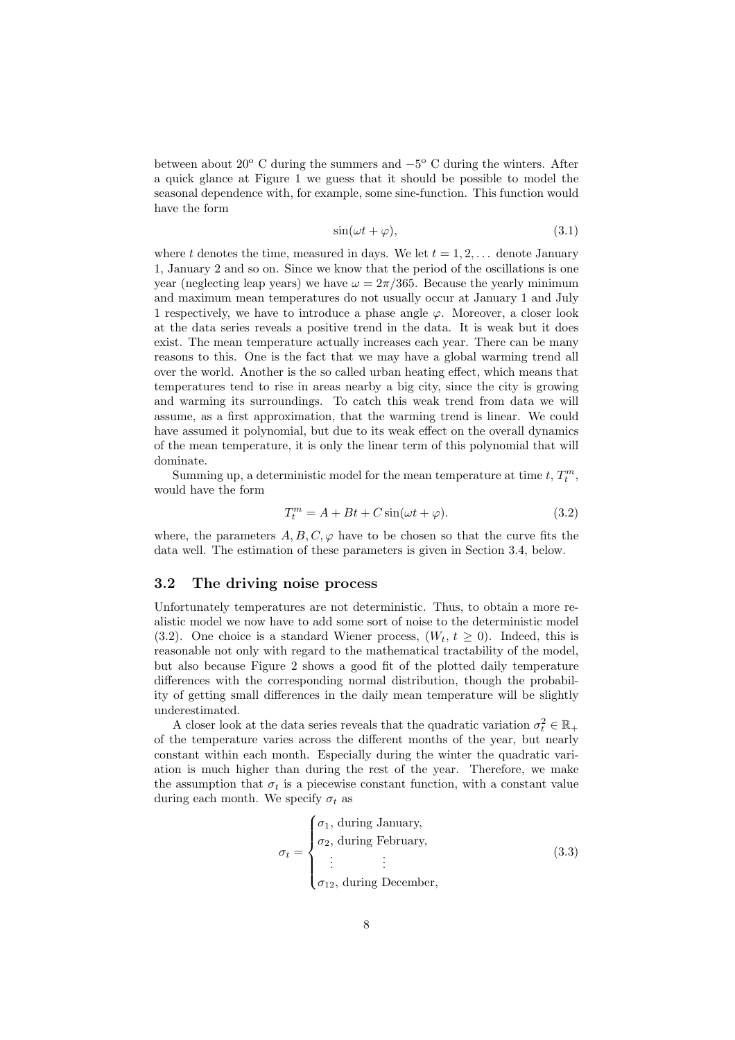between about 20$^{o}$ C during the summers and $-5^{o}$ C during the winters. After a quick glance at Figure 1 we guess that it should be possible to model the seasonal dependence with, for example, some sine-function. This function would have the form

$$\sin(\omega t + \varphi), \tag{3.1}$$

where $t$ denotes the time, measured in days. We let $t = 1, 2, \dots$ denote January 1, January 2 and so on. Since we know that the period of the oscillations is one year (neglecting leap years) we have $\omega = 2\pi/365$. Because the yearly minimum and maximum mean temperatures do not usually occur at January 1 and July 1 respectively, we have to introduce a phase angle $\varphi$. Moreover, a closer look at the data series reveals a positive trend in the data. It is weak but it does exist. The mean temperature actually increases each year. There can be many reasons to this. One is the fact that we may have a global warming trend all over the world. Another is the so called urban heating effect, which means that temperatures tend to rise in areas nearby a big city, since the city is growing and warming its surroundings. To catch this weak trend from data we will assume, as a first approximation, that the warming trend is linear. We could have assumed it polynomial, but due to its weak effect on the overall dynamics of the mean temperature, it is only the linear term of this polynomial that will dominate.

Summing up, a deterministic model for the mean temperature at time $t$, $T_t^m$, would have the form

$$T_t^m = A + Bt + C\sin(\omega t + \varphi). \tag{3.2}$$

where, the parameters $A, B, C, \varphi$ have to be chosen so that the curve fits the data well. The estimation of these parameters is given in Section 3.4, below.

### 3.2 The driving noise process

Unfortunately temperatures are not deterministic. Thus, to obtain a more realistic model we now have to add some sort of noise to the deterministic model (3.2). One choice is a standard Wiener process, $(W_t, t \geq 0)$. Indeed, this is reasonable not only with regard to the mathematical tractability of the model, but also because Figure 2 shows a good fit of the plotted daily temperature differences with the corresponding normal distribution, though the probability of getting small differences in the daily mean temperature will be slightly underestimated.

A closer look at the data series reveals that the quadratic variation $\sigma_t^2 \in \mathbb{R}_+$ of the temperature varies across the different months of the year, but nearly constant within each month. Especially during the winter the quadratic variation is much higher than during the rest of the year. Therefore, we make the assumption that $\sigma_t$ is a piecewise constant function, with a constant value during each month. We specify $\sigma_t$ as

$$\sigma_t = \begin{cases} \sigma_1, \text{ during January,} \\ \sigma_2, \text{ during February,} \\ \quad \vdots \qquad\quad \vdots \\ \sigma_{12}, \text{ during December,} \end{cases} \tag{3.3}$$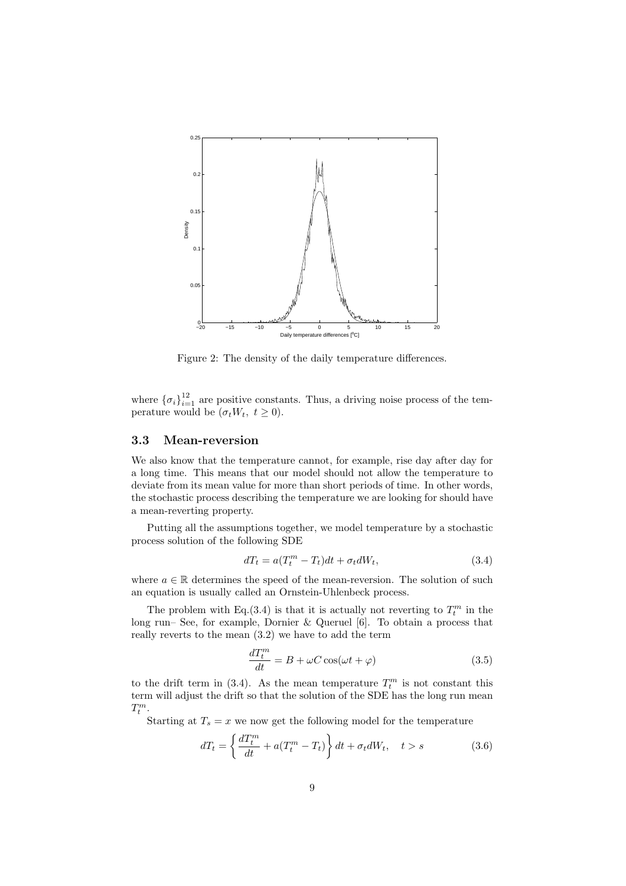Figure 2: The density of the daily temperature differences.

where $\{\sigma_i\}_{i=1}^{12}$ are positive constants. Thus, a driving noise process of the temperature would be $(\sigma_t W_t,\ t \geq 0)$.

### 3.3 Mean-reversion

We also know that the temperature cannot, for example, rise day after day for a long time. This means that our model should not allow the temperature to deviate from its mean value for more than short periods of time. In other words, the stochastic process describing the temperature we are looking for should have a mean-reverting property.

Putting all the assumptions together, we model temperature by a stochastic process solution of the following SDE

$$dT_t = a(T_t^m - T_t)dt + \sigma_t dW_t, \tag{3.4}$$

where $a \in \mathbb{R}$ determines the speed of the mean-reversion. The solution of such an equation is usually called an Ornstein-Uhlenbeck process.

The problem with Eq.(3.4) is that it is actually not reverting to $T_t^m$ in the long run– See, for example, Dornier & Queruel [6]. To obtain a process that really reverts to the mean (3.2) we have to add the term

$$\frac{dT_t^m}{dt} = B + \omega C \cos(\omega t + \varphi) \tag{3.5}$$

to the drift term in (3.4). As the mean temperature $T_t^m$ is not constant this term will adjust the drift so that the solution of the SDE has the long run mean $T_t^m$.

Starting at $T_s = x$ we now get the following model for the temperature

$$dT_t = \left\{ \frac{dT_t^m}{dt} + a(T_t^m - T_t) \right\} dt + \sigma_t dW_t, \quad t > s \tag{3.6}$$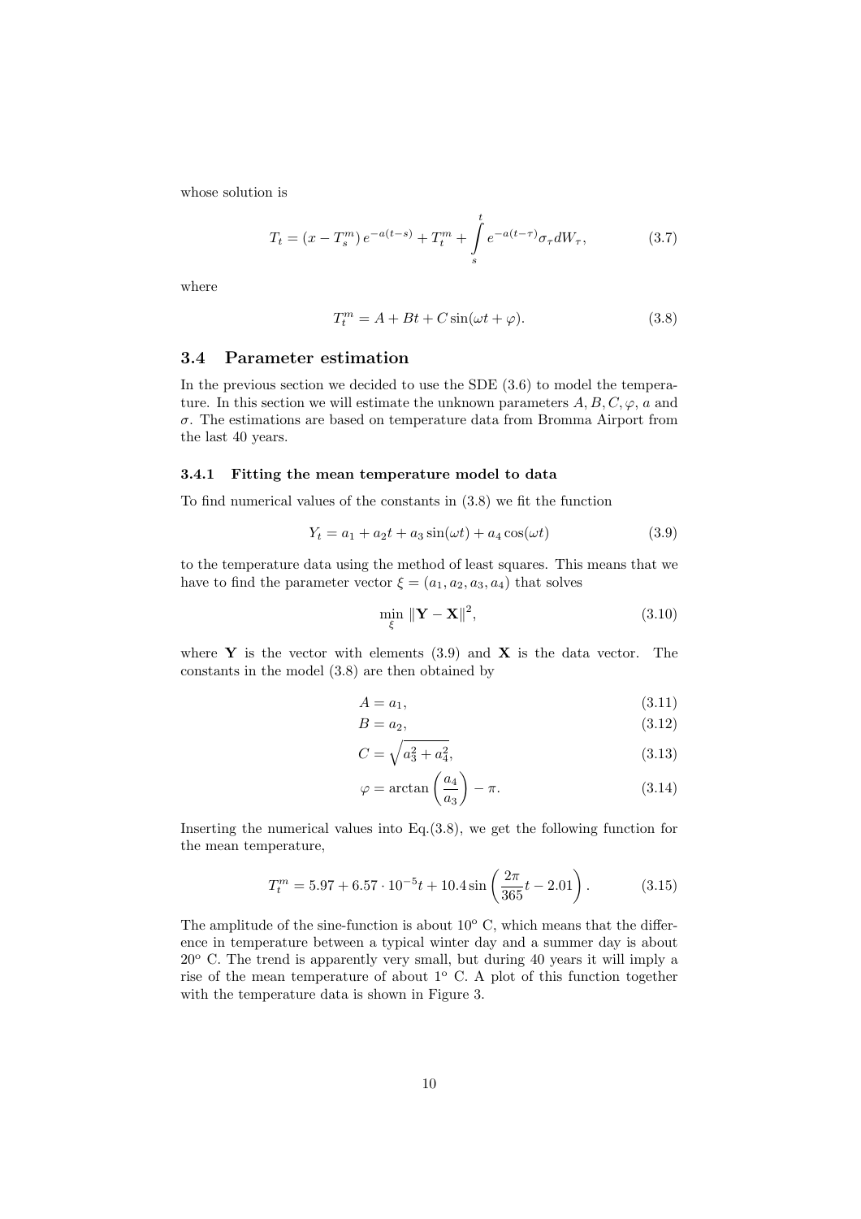whose solution is

$$T_t = (x - T_s^m)\, e^{-a(t-s)} + T_t^m + \int_s^t e^{-a(t-\tau)} \sigma_\tau dW_\tau, \tag{3.7}$$

where

$$T_t^m = A + Bt + C \sin(\omega t + \varphi). \tag{3.8}$$

## 3.4 Parameter estimation

In the previous section we decided to use the SDE (3.6) to model the temperature. In this section we will estimate the unknown parameters $A, B, C, \varphi$, $a$ and $\sigma$. The estimations are based on temperature data from Bromma Airport from the last 40 years.

### 3.4.1 Fitting the mean temperature model to data

To find numerical values of the constants in (3.8) we fit the function

$$Y_t = a_1 + a_2 t + a_3 \sin(\omega t) + a_4 \cos(\omega t) \tag{3.9}$$

to the temperature data using the method of least squares. This means that we have to find the parameter vector $\xi = (a_1, a_2, a_3, a_4)$ that solves

$$\min_{\xi} \|\mathbf{Y} - \mathbf{X}\|^2, \tag{3.10}$$

where $\mathbf{Y}$ is the vector with elements (3.9) and $\mathbf{X}$ is the data vector. The constants in the model (3.8) are then obtained by

$$A = a_1, \tag{3.11}$$

$$B = a_2, \tag{3.12}$$

$$C = \sqrt{a_3^2 + a_4^2}, \tag{3.13}$$

$$\varphi = \arctan\left(\frac{a_4}{a_3}\right) - \pi. \tag{3.14}$$

Inserting the numerical values into Eq.(3.8), we get the following function for the mean temperature,

$$T_t^m = 5.97 + 6.57 \cdot 10^{-5} t + 10.4 \sin\left(\frac{2\pi}{365} t - 2.01\right). \tag{3.15}$$

The amplitude of the sine-function is about $10^o$ C, which means that the difference in temperature between a typical winter day and a summer day is about $20^o$ C. The trend is apparently very small, but during 40 years it will imply a rise of the mean temperature of about $1^o$ C. A plot of this function together with the temperature data is shown in Figure 3.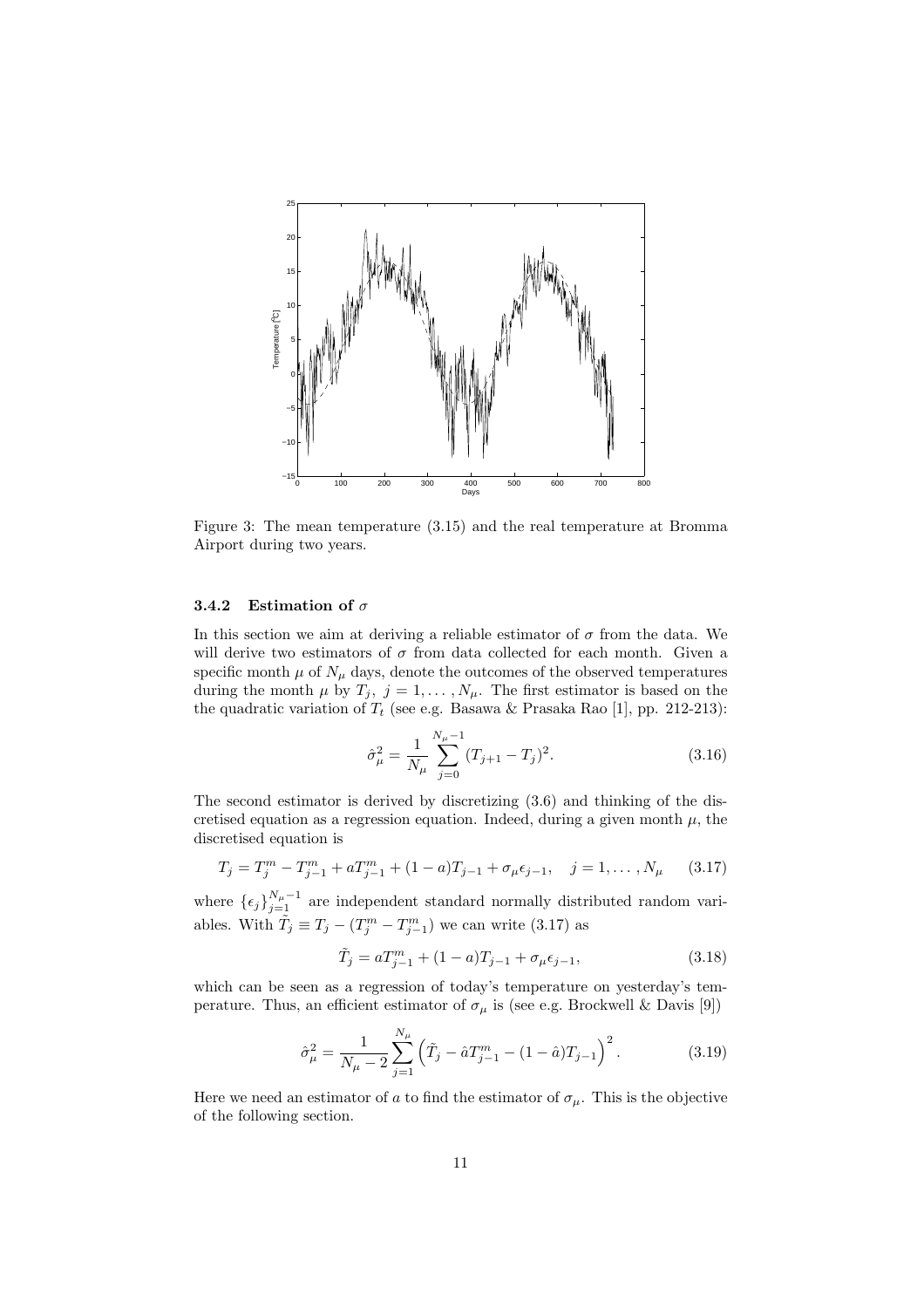Figure 3: The mean temperature (3.15) and the real temperature at Bromma Airport during two years.

### 3.4.2 Estimation of $\sigma$

In this section we aim at deriving a reliable estimator of $\sigma$ from the data. We will derive two estimators of $\sigma$ from data collected for each month. Given a specific month $\mu$ of $N_\mu$ days, denote the outcomes of the observed temperatures during the month $\mu$ by $T_j,\ j = 1, \ldots, N_\mu$. The first estimator is based on the the quadratic variation of $T_t$ (see e.g. Basawa & Prasaka Rao [1], pp. 212-213):

$$\hat{\sigma}_\mu^2 = \frac{1}{N_\mu} \sum_{j=0}^{N_\mu - 1} (T_{j+1} - T_j)^2. \tag{3.16}$$

The second estimator is derived by discretizing (3.6) and thinking of the discretised equation as a regression equation. Indeed, during a given month $\mu$, the discretised equation is

$$T_j = T_j^m - T_{j-1}^m + aT_{j-1}^m + (1-a)T_{j-1} + \sigma_\mu \epsilon_{j-1}, \quad j = 1, \ldots, N_\mu \tag{3.17}$$

where $\{\epsilon_j\}_{j=1}^{N_\mu - 1}$ are independent standard normally distributed random variables. With $\tilde{T}_j \equiv T_j - (T_j^m - T_{j-1}^m)$ we can write (3.17) as

$$\tilde{T}_j = aT_{j-1}^m + (1-a)T_{j-1} + \sigma_\mu \epsilon_{j-1}, \tag{3.18}$$

which can be seen as a regression of today's temperature on yesterday's temperature. Thus, an efficient estimator of $\sigma_\mu$ is (see e.g. Brockwell & Davis [9])

$$\hat{\sigma}_\mu^2 = \frac{1}{N_\mu - 2} \sum_{j=1}^{N_\mu} \left( \tilde{T}_j - \hat{a}T_{j-1}^m - (1-\hat{a})T_{j-1} \right)^2. \tag{3.19}$$

Here we need an estimator of $a$ to find the estimator of $\sigma_\mu$. This is the objective of the following section.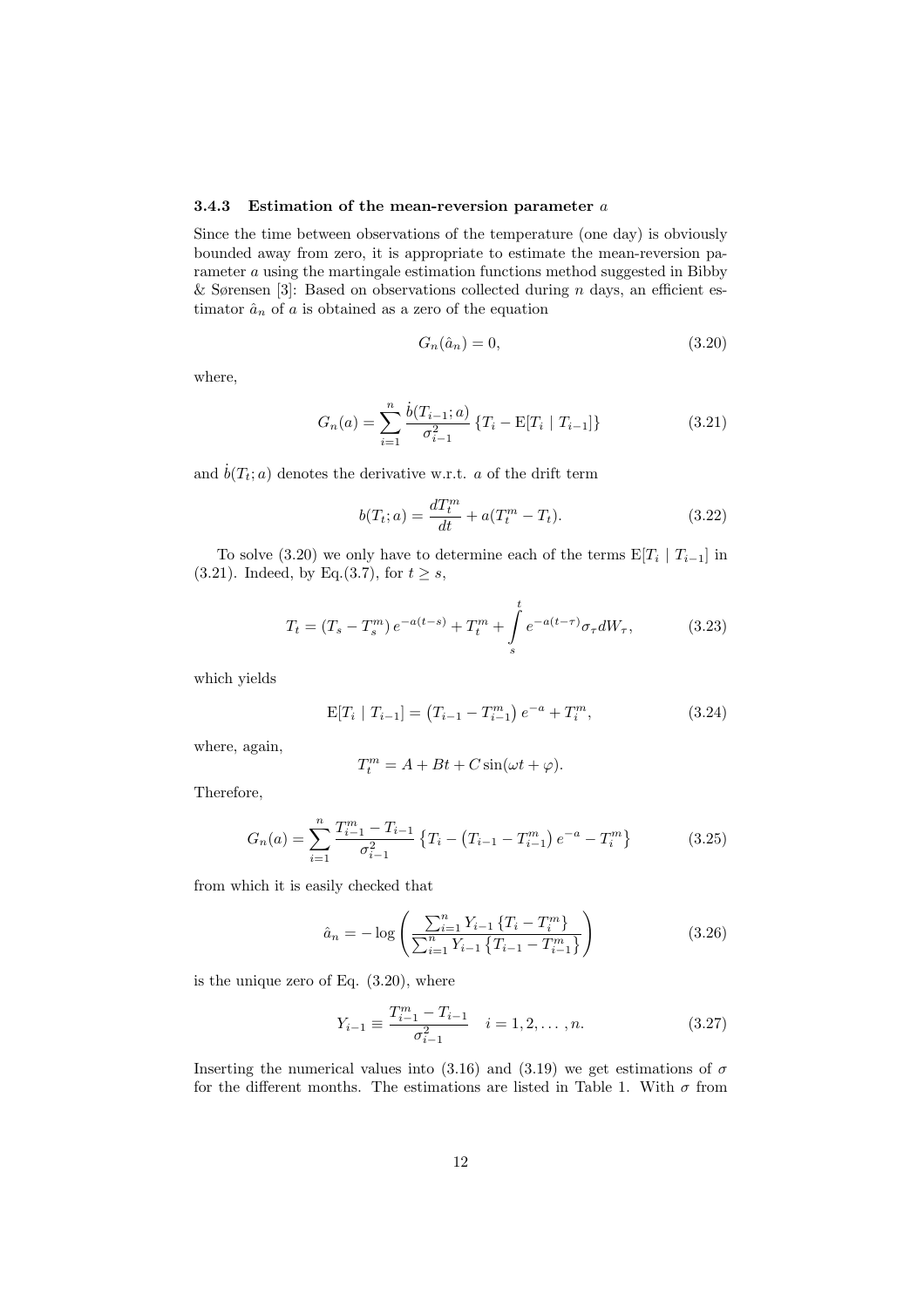### 3.4.3 Estimation of the mean-reversion parameter $a$

Since the time between observations of the temperature (one day) is obviously bounded away from zero, it is appropriate to estimate the mean-reversion parameter $a$ using the martingale estimation functions method suggested in Bibby & Sørensen [3]: Based on observations collected during $n$ days, an efficient estimator $\hat{a}_n$ of $a$ is obtained as a zero of the equation

$$G_n(\hat{a}_n) = 0, \tag{3.20}$$

where,

$$G_n(a) = \sum_{i=1}^{n} \frac{\dot{b}(T_{i-1}; a)}{\sigma_{i-1}^2} \left\{ T_i - \mathrm{E}[T_i \mid T_{i-1}] \right\} \tag{3.21}$$

and $\dot{b}(T_t; a)$ denotes the derivative w.r.t. $a$ of the drift term

$$b(T_t; a) = \frac{dT_t^m}{dt} + a(T_t^m - T_t). \tag{3.22}$$

To solve (3.20) we only have to determine each of the terms $\mathrm{E}[T_i \mid T_{i-1}]$ in (3.21). Indeed, by Eq.(3.7), for $t \geq s$,

$$T_t = (T_s - T_s^m)\, e^{-a(t-s)} + T_t^m + \int_s^t e^{-a(t-\tau)} \sigma_\tau dW_\tau, \tag{3.23}$$

which yields

$$\mathrm{E}[T_i \mid T_{i-1}] = \left(T_{i-1} - T_{i-1}^m\right) e^{-a} + T_i^m, \tag{3.24}$$

where, again,

$$T_t^m = A + Bt + C \sin(\omega t + \varphi).$$

Therefore,

$$G_n(a) = \sum_{i=1}^{n} \frac{T_{i-1}^m - T_{i-1}}{\sigma_{i-1}^2} \left\{ T_i - \left(T_{i-1} - T_{i-1}^m\right) e^{-a} - T_i^m \right\} \tag{3.25}$$

from which it is easily checked that

$$\hat{a}_n = -\log \left( \frac{\sum_{i=1}^{n} Y_{i-1} \left\{ T_i - T_i^m \right\}}{\sum_{i=1}^{n} Y_{i-1} \left\{ T_{i-1} - T_{i-1}^m \right\}} \right) \tag{3.26}$$

is the unique zero of Eq. (3.20), where

$$Y_{i-1} \equiv \frac{T_{i-1}^m - T_{i-1}}{\sigma_{i-1}^2} \quad i = 1, 2, \ldots, n. \tag{3.27}$$

Inserting the numerical values into (3.16) and (3.19) we get estimations of $\sigma$ for the different months. The estimations are listed in Table 1. With $\sigma$ from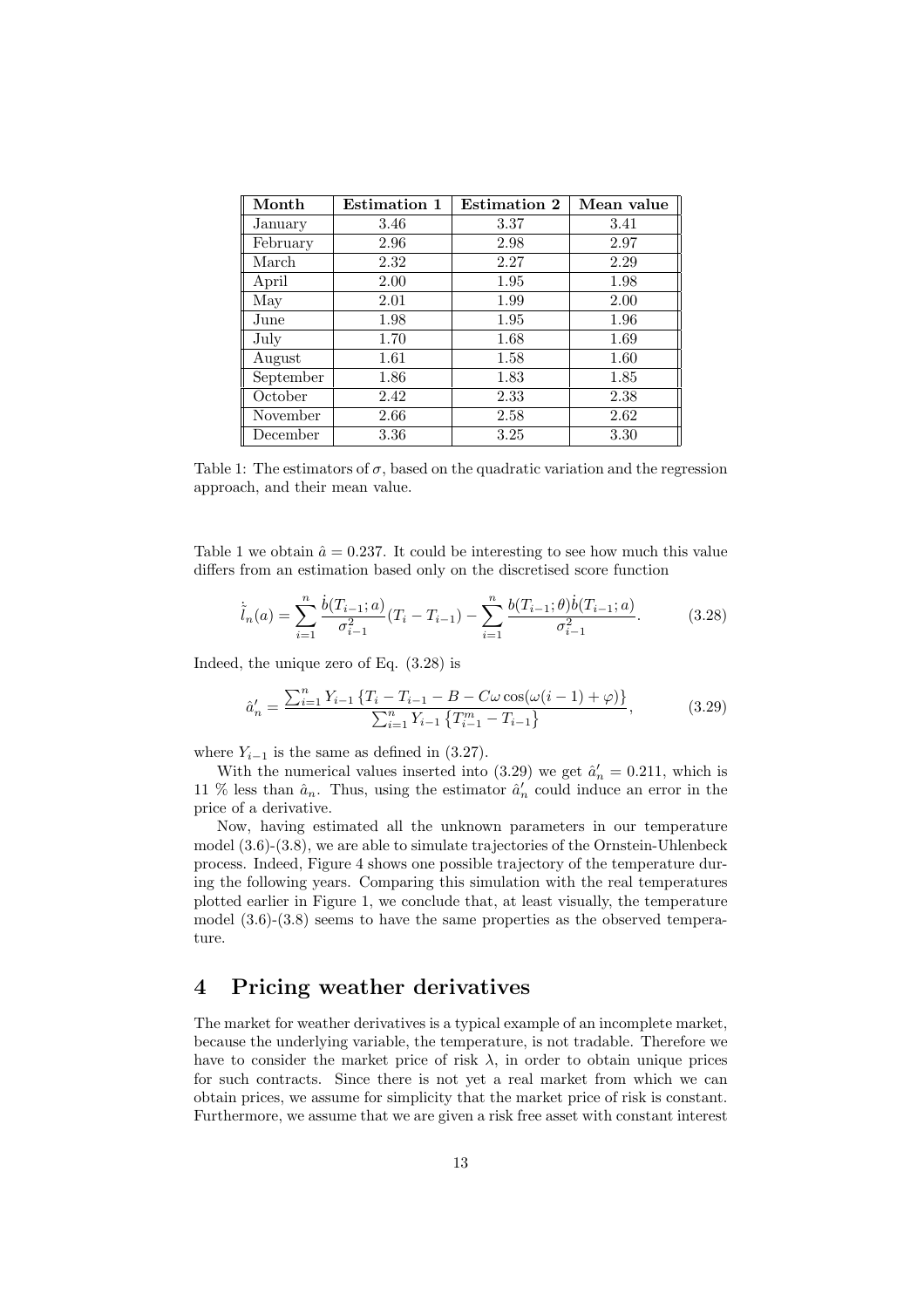| Month | Estimation 1 | Estimation 2 | Mean value |
|---|---|---|---|
| January | 3.46 | 3.37 | 3.41 |
| February | 2.96 | 2.98 | 2.97 |
| March | 2.32 | 2.27 | 2.29 |
| April | 2.00 | 1.95 | 1.98 |
| May | 2.01 | 1.99 | 2.00 |
| June | 1.98 | 1.95 | 1.96 |
| July | 1.70 | 1.68 | 1.69 |
| August | 1.61 | 1.58 | 1.60 |
| September | 1.86 | 1.83 | 1.85 |
| October | 2.42 | 2.33 | 2.38 |
| November | 2.66 | 2.58 | 2.62 |
| December | 3.36 | 3.25 | 3.30 |

Table 1: The estimators of $\sigma$, based on the quadratic variation and the regression approach, and their mean value.

Table 1 we obtain $\hat{a} = 0.237$. It could be interesting to see how much this value differs from an estimation based only on the discretised score function

$$\dot{\tilde{l}}_n(a) = \sum_{i=1}^{n} \frac{\dot{b}(T_{i-1}; a)}{\sigma_{i-1}^2}(T_i - T_{i-1}) - \sum_{i=1}^{n} \frac{b(T_{i-1}; \theta)\dot{b}(T_{i-1}; a)}{\sigma_{i-1}^2}. \tag{3.28}$$

Indeed, the unique zero of Eq. (3.28) is

$$\hat{a}_n' = \frac{\sum_{i=1}^{n} Y_{i-1} \left\{ T_i - T_{i-1} - B - C\omega \cos(\omega(i-1) + \varphi) \right\}}{\sum_{i=1}^{n} Y_{i-1} \left\{ T_{i-1}^m - T_{i-1} \right\}}, \tag{3.29}$$

where $Y_{i-1}$ is the same as defined in (3.27).

With the numerical values inserted into (3.29) we get $\hat{a}_n' = 0.211$, which is 11 % less than $\hat{a}_n$. Thus, using the estimator $\hat{a}_n'$ could induce an error in the price of a derivative.

Now, having estimated all the unknown parameters in our temperature model (3.6)-(3.8), we are able to simulate trajectories of the Ornstein-Uhlenbeck process. Indeed, Figure 4 shows one possible trajectory of the temperature during the following years. Comparing this simulation with the real temperatures plotted earlier in Figure 1, we conclude that, at least visually, the temperature model (3.6)-(3.8) seems to have the same properties as the observed temperature.

# 4 Pricing weather derivatives

The market for weather derivatives is a typical example of an incomplete market, because the underlying variable, the temperature, is not tradable. Therefore we have to consider the market price of risk $\lambda$, in order to obtain unique prices for such contracts. Since there is not yet a real market from which we can obtain prices, we assume for simplicity that the market price of risk is constant. Furthermore, we assume that we are given a risk free asset with constant interest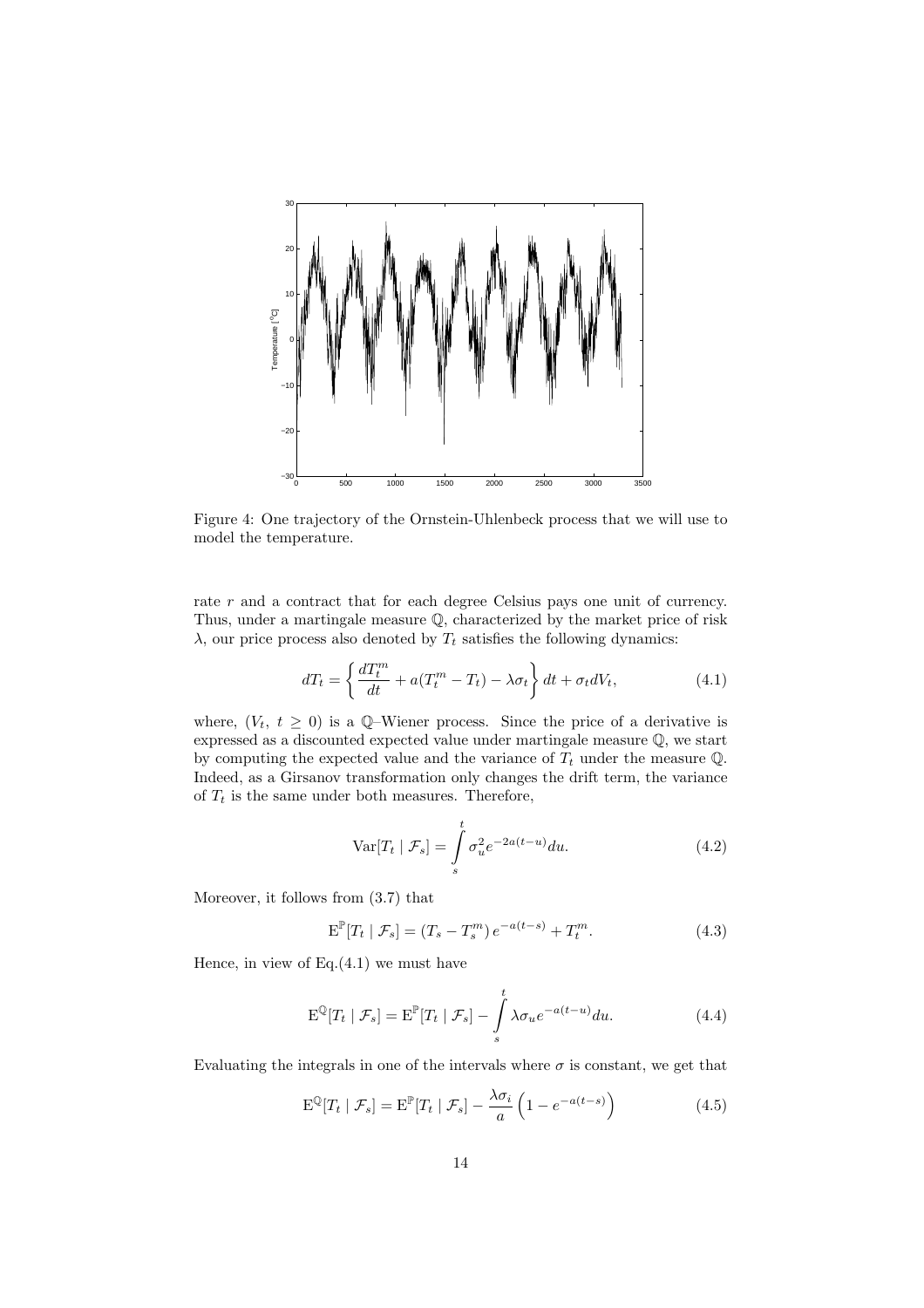Figure 4: One trajectory of the Ornstein-Uhlenbeck process that we will use to model the temperature.

rate $r$ and a contract that for each degree Celsius pays one unit of currency. Thus, under a martingale measure $\mathbb{Q}$, characterized by the market price of risk $\lambda$, our price process also denoted by $T_t$ satisfies the following dynamics:

$$dT_t = \left\{ \frac{dT_t^m}{dt} + a(T_t^m - T_t) - \lambda\sigma_t \right\} dt + \sigma_t dV_t, \tag{4.1}$$

where, $(V_t,\ t \geq 0)$ is a $\mathbb{Q}$–Wiener process. Since the price of a derivative is expressed as a discounted expected value under martingale measure $\mathbb{Q}$, we start by computing the expected value and the variance of $T_t$ under the measure $\mathbb{Q}$. Indeed, as a Girsanov transformation only changes the drift term, the variance of $T_t$ is the same under both measures. Therefore,

$$\mathrm{Var}[T_t \mid \mathcal{F}_s] = \int_s^t \sigma_u^2 e^{-2a(t-u)} du. \tag{4.2}$$

Moreover, it follows from (3.7) that

$$\mathrm{E}^{\mathbb{P}}[T_t \mid \mathcal{F}_s] = (T_s - T_s^m)\, e^{-a(t-s)} + T_t^m. \tag{4.3}$$

Hence, in view of Eq.(4.1) we must have

$$\mathrm{E}^{\mathbb{Q}}[T_t \mid \mathcal{F}_s] = \mathrm{E}^{\mathbb{P}}[T_t \mid \mathcal{F}_s] - \int_s^t \lambda\sigma_u e^{-a(t-u)} du. \tag{4.4}$$

Evaluating the integrals in one of the intervals where $\sigma$ is constant, we get that

$$\mathrm{E}^{\mathbb{Q}}[T_t \mid \mathcal{F}_s] = \mathrm{E}^{\mathbb{P}}[T_t \mid \mathcal{F}_s] - \frac{\lambda\sigma_i}{a}\left(1 - e^{-a(t-s)}\right) \tag{4.5}$$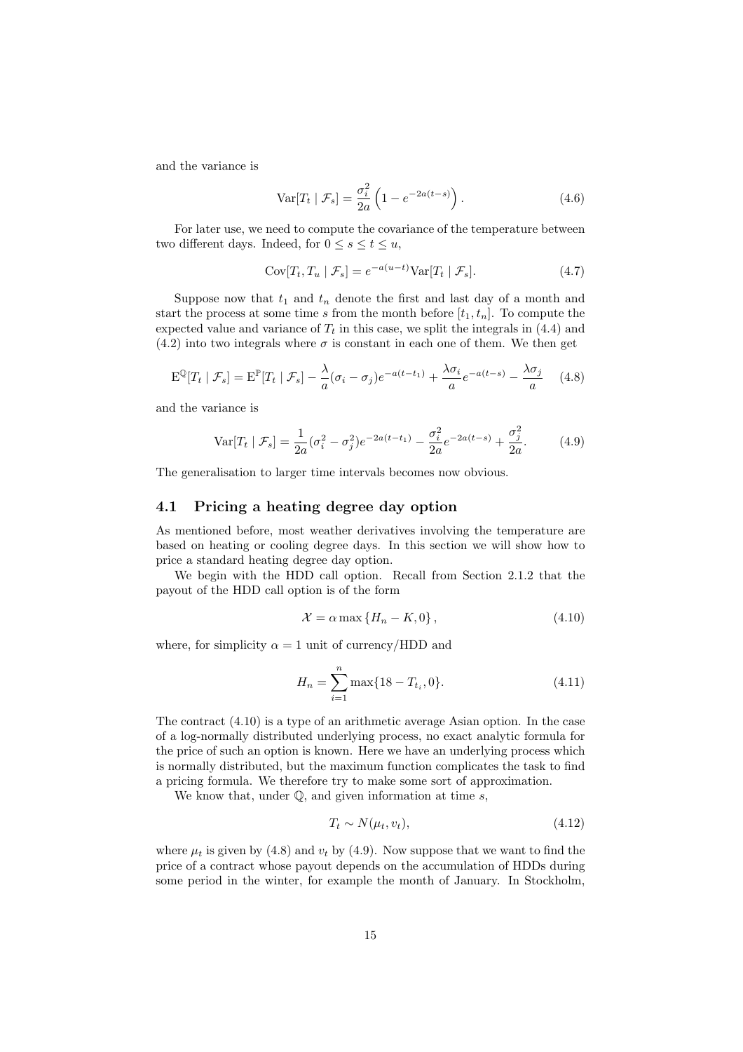and the variance is

$$\mathrm{Var}[T_t \mid \mathcal{F}_s] = \frac{\sigma_i^2}{2a}\left(1 - e^{-2a(t-s)}\right). \tag{4.6}$$

For later use, we need to compute the covariance of the temperature between two different days. Indeed, for $0 \leq s \leq t \leq u$,

$$\mathrm{Cov}[T_t, T_u \mid \mathcal{F}_s] = e^{-a(u-t)}\mathrm{Var}[T_t \mid \mathcal{F}_s]. \tag{4.7}$$

Suppose now that $t_1$ and $t_n$ denote the first and last day of a month and start the process at some time $s$ from the month before $[t_1, t_n]$. To compute the expected value and variance of $T_t$ in this case, we split the integrals in (4.4) and (4.2) into two integrals where $\sigma$ is constant in each one of them. We then get

$$\mathrm{E}^{\mathbb{Q}}[T_t \mid \mathcal{F}_s] = \mathrm{E}^{\mathbb{P}}[T_t \mid \mathcal{F}_s] - \frac{\lambda}{a}(\sigma_i - \sigma_j)e^{-a(t-t_1)} + \frac{\lambda\sigma_i}{a}e^{-a(t-s)} - \frac{\lambda\sigma_j}{a} \tag{4.8}$$

and the variance is

$$\mathrm{Var}[T_t \mid \mathcal{F}_s] = \frac{1}{2a}(\sigma_i^2 - \sigma_j^2)e^{-2a(t-t_1)} - \frac{\sigma_i^2}{2a}e^{-2a(t-s)} + \frac{\sigma_j^2}{2a}. \tag{4.9}$$

The generalisation to larger time intervals becomes now obvious.

## 4.1 Pricing a heating degree day option

As mentioned before, most weather derivatives involving the temperature are based on heating or cooling degree days. In this section we will show how to price a standard heating degree day option.

We begin with the HDD call option. Recall from Section 2.1.2 that the payout of the HDD call option is of the form

$$\mathcal{X} = \alpha \max\{H_n - K, 0\}, \tag{4.10}$$

where, for simplicity $\alpha = 1$ unit of currency/HDD and

$$H_n = \sum_{i=1}^{n} \max\{18 - T_{t_i}, 0\}. \tag{4.11}$$

The contract (4.10) is a type of an arithmetic average Asian option. In the case of a log-normally distributed underlying process, no exact analytic formula for the price of such an option is known. Here we have an underlying process which is normally distributed, but the maximum function complicates the task to find a pricing formula. We therefore try to make some sort of approximation.

We know that, under $\mathbb{Q}$, and given information at time $s$,

$$T_t \sim N(\mu_t, v_t), \tag{4.12}$$

where $\mu_t$ is given by (4.8) and $v_t$ by (4.9). Now suppose that we want to find the price of a contract whose payout depends on the accumulation of HDDs during some period in the winter, for example the month of January. In Stockholm,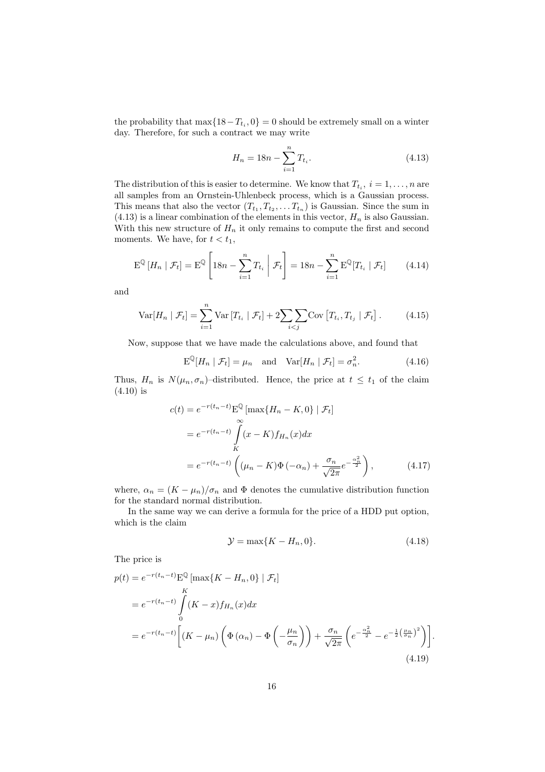the probability that $\max\{18 - T_{t_i}, 0\} = 0$ should be extremely small on a winter day. Therefore, for such a contract we may write

$$H_n = 18n - \sum_{i=1}^{n} T_{t_i}. \tag{4.13}$$

The distribution of this is easier to determine. We know that $T_{t_i}$, $i = 1, \ldots, n$ are all samples from an Ornstein-Uhlenbeck process, which is a Gaussian process. This means that also the vector $(T_{t_1}, T_{t_2}, \ldots T_{t_n})$ is Gaussian. Since the sum in (4.13) is a linear combination of the elements in this vector, $H_n$ is also Gaussian. With this new structure of $H_n$ it only remains to compute the first and second moments. We have, for $t < t_1$,

$$\mathrm{E}^{\mathbb{Q}}\left[H_n \mid \mathcal{F}_t\right] = \mathrm{E}^{\mathbb{Q}}\left[18n - \sum_{i=1}^{n} T_{t_i} \;\middle|\; \mathcal{F}_t\right] = 18n - \sum_{i=1}^{n} \mathrm{E}^{\mathbb{Q}}[T_{t_i} \mid \mathcal{F}_t] \tag{4.14}$$

and

$$\mathrm{Var}[H_n \mid \mathcal{F}_t] = \sum_{i=1}^{n} \mathrm{Var}\left[T_{t_i} \mid \mathcal{F}_t\right] + 2 \sum_{i<j}\sum \mathrm{Cov}\left[T_{t_i}, T_{t_j} \mid \mathcal{F}_t\right]. \tag{4.15}$$

Now, suppose that we have made the calculations above, and found that

$$\mathrm{E}^{\mathbb{Q}}[H_n \mid \mathcal{F}_t] = \mu_n \quad \text{and} \quad \mathrm{Var}[H_n \mid \mathcal{F}_t] = \sigma_n^2. \tag{4.16}$$

Thus, $H_n$ is $N(\mu_n, \sigma_n)$–distributed. Hence, the price at $t \leq t_1$ of the claim (4.10) is

$$\begin{aligned}
c(t) &= e^{-r(t_n - t)} \mathrm{E}^{\mathbb{Q}}\left[\max\{H_n - K, 0\} \mid \mathcal{F}_t\right] \\
&= e^{-r(t_n - t)} \int_K^{\infty} (x - K) f_{H_n}(x) dx \\
&= e^{-r(t_n - t)} \left( (\mu_n - K)\Phi\left(-\alpha_n\right) + \frac{\sigma_n}{\sqrt{2\pi}} e^{-\frac{\alpha_n^2}{2}} \right),
\end{aligned} \tag{4.17}$$

where, $\alpha_n = (K - \mu_n)/\sigma_n$ and $\Phi$ denotes the cumulative distribution function for the standard normal distribution.

In the same way we can derive a formula for the price of a HDD put option, which is the claim

$$\mathcal{Y} = \max\{K - H_n, 0\}. \tag{4.18}$$

The price is

$$\begin{aligned}
p(t) &= e^{-r(t_n - t)} \mathrm{E}^{\mathbb{Q}}\left[\max\{K - H_n, 0\} \mid \mathcal{F}_t\right] \\
&= e^{-r(t_n - t)} \int_0^{K} (K - x) f_{H_n}(x) dx \\
&= e^{-r(t_n - t)} \left[ (K - \mu_n)\left( \Phi\left(\alpha_n\right) - \Phi\left(-\frac{\mu_n}{\sigma_n}\right) \right) + \frac{\sigma_n}{\sqrt{2\pi}} \left( e^{-\frac{\alpha_n^2}{2}} - e^{-\frac{1}{2}\left(\frac{\mu_n}{\sigma_n}\right)^2} \right) \right].
\end{aligned} \tag{4.19}$$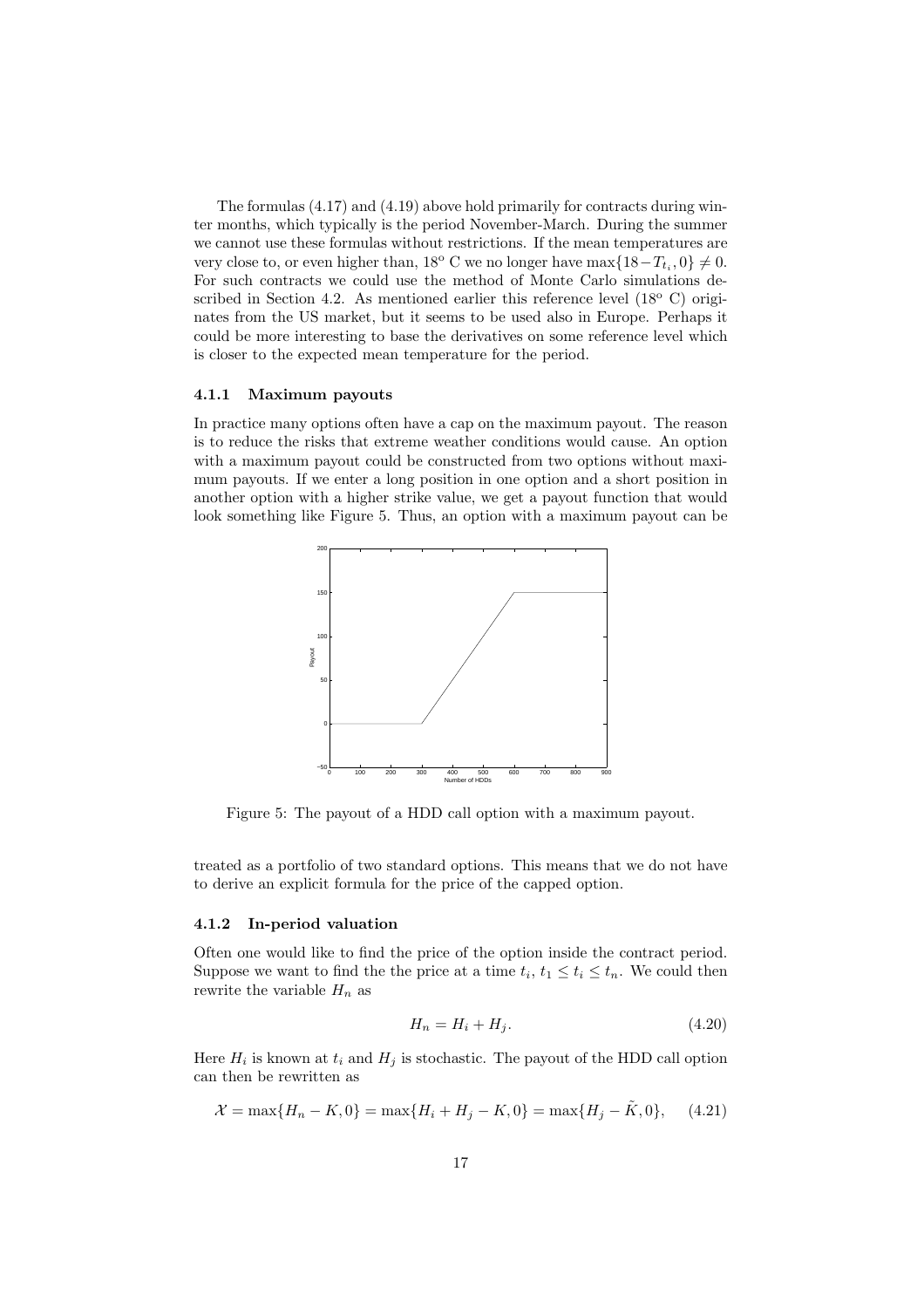The formulas (4.17) and (4.19) above hold primarily for contracts during winter months, which typically is the period November-March. During the summer we cannot use these formulas without restrictions. If the mean temperatures are very close to, or even higher than, $18^{\text{o}}$ C we no longer have $\max\{18 - T_{t_i}, 0\} \neq 0$. For such contracts we could use the method of Monte Carlo simulations described in Section 4.2. As mentioned earlier this reference level ($18^{\text{o}}$ C) originates from the US market, but it seems to be used also in Europe. Perhaps it could be more interesting to base the derivatives on some reference level which is closer to the expected mean temperature for the period.

### 4.1.1 Maximum payouts

In practice many options often have a cap on the maximum payout. The reason is to reduce the risks that extreme weather conditions would cause. An option with a maximum payout could be constructed from two options without maximum payouts. If we enter a long position in one option and a short position in another option with a higher strike value, we get a payout function that would look something like Figure 5. Thus, an option with a maximum payout can be

Figure 5: The payout of a HDD call option with a maximum payout.

treated as a portfolio of two standard options. This means that we do not have to derive an explicit formula for the price of the capped option.

### 4.1.2 In-period valuation

Often one would like to find the price of the option inside the contract period. Suppose we want to find the the price at a time $t_i$, $t_1 \leq t_i \leq t_n$. We could then rewrite the variable $H_n$ as

$$H_n = H_i + H_j. \tag{4.20}$$

Here $H_i$ is known at $t_i$ and $H_j$ is stochastic. The payout of the HDD call option can then be rewritten as

$$\mathcal{X} = \max\{H_n - K, 0\} = \max\{H_i + H_j - K, 0\} = \max\{H_j - \tilde{K}, 0\}, \tag{4.21}$$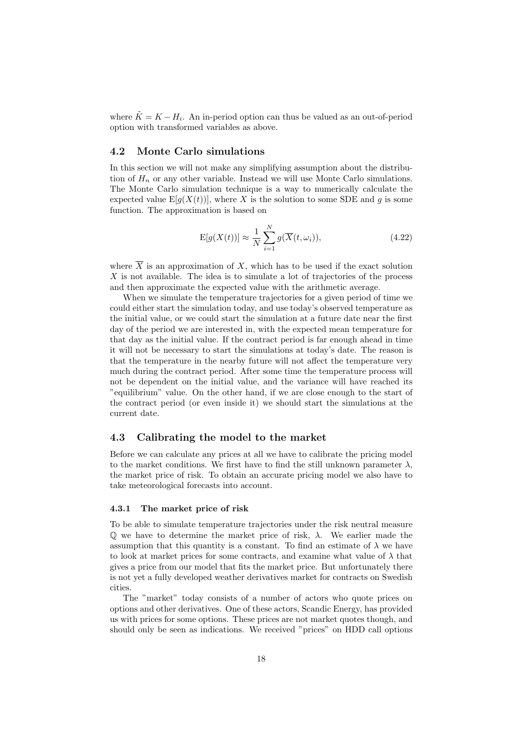where $\tilde{K} = K - H_i$. An in-period option can thus be valued as an out-of-period option with transformed variables as above.

## 4.2 Monte Carlo simulations

In this section we will not make any simplifying assumption about the distribution of $H_n$ or any other variable. Instead we will use Monte Carlo simulations. The Monte Carlo simulation technique is a way to numerically calculate the expected value $\mathrm{E}[g(X(t))]$, where $X$ is the solution to some SDE and $g$ is some function. The approximation is based on

$$\mathrm{E}[g(X(t))] \approx \frac{1}{N} \sum_{i=1}^{N} g(\overline{X}(t, \omega_i)), \tag{4.22}$$

where $\overline{X}$ is an approximation of $X$, which has to be used if the exact solution $X$ is not available. The idea is to simulate a lot of trajectories of the process and then approximate the expected value with the arithmetic average.

When we simulate the temperature trajectories for a given period of time we could either start the simulation today, and use today's observed temperature as the initial value, or we could start the simulation at a future date near the first day of the period we are interested in, with the expected mean temperature for that day as the initial value. If the contract period is far enough ahead in time it will not be necessary to start the simulations at today's date. The reason is that the temperature in the nearby future will not affect the temperature very much during the contract period. After some time the temperature process will not be dependent on the initial value, and the variance will have reached its "equilibrium" value. On the other hand, if we are close enough to the start of the contract period (or even inside it) we should start the simulations at the current date.

## 4.3 Calibrating the model to the market

Before we can calculate any prices at all we have to calibrate the pricing model to the market conditions. We first have to find the still unknown parameter $\lambda$, the market price of risk. To obtain an accurate pricing model we also have to take meteorological forecasts into account.

### 4.3.1 The market price of risk

To be able to simulate temperature trajectories under the risk neutral measure $\mathbb{Q}$ we have to determine the market price of risk, $\lambda$. We earlier made the assumption that this quantity is a constant. To find an estimate of $\lambda$ we have to look at market prices for some contracts, and examine what value of $\lambda$ that gives a price from our model that fits the market price. But unfortunately there is not yet a fully developed weather derivatives market for contracts on Swedish cities.

The "market" today consists of a number of actors who quote prices on options and other derivatives. One of these actors, Scandic Energy, has provided us with prices for some options. These prices are not market quotes though, and should only be seen as indications. We received "prices" on HDD call options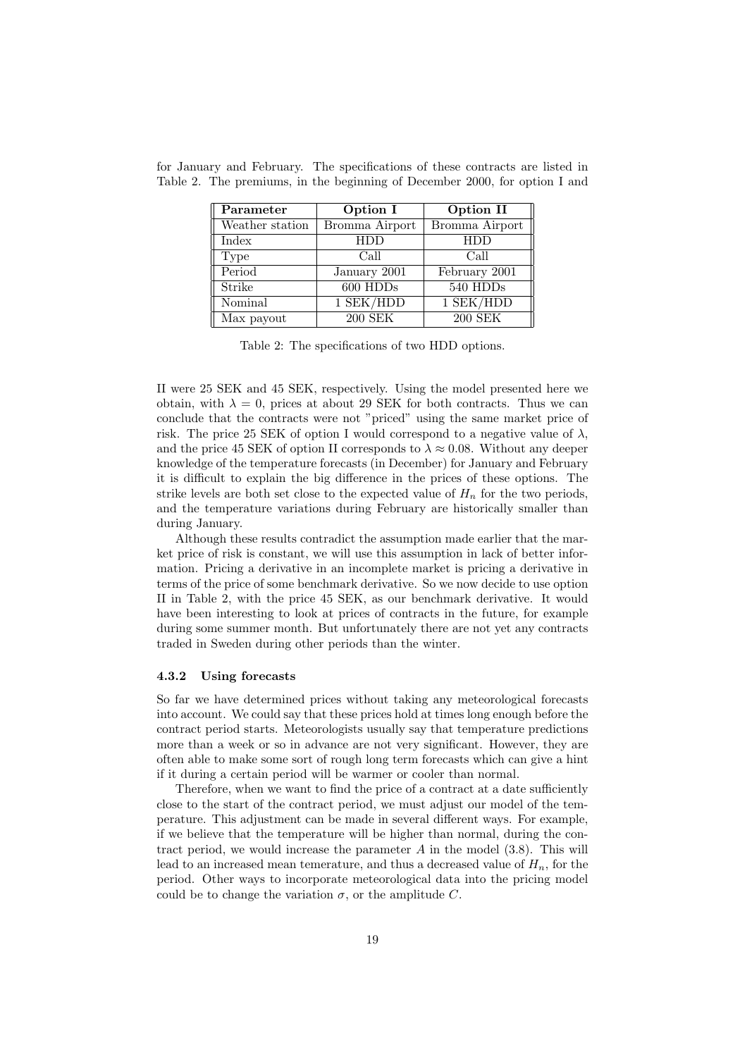for January and February. The specifications of these contracts are listed in Table 2. The premiums, in the beginning of December 2000, for option I and

| Parameter | Option I | Option II |
|---|---|---|
| Weather station | Bromma Airport | Bromma Airport |
| Index | HDD | HDD |
| Type | Call | Call |
| Period | January 2001 | February 2001 |
| Strike | 600 HDDs | 540 HDDs |
| Nominal | 1 SEK/HDD | 1 SEK/HDD |
| Max payout | 200 SEK | 200 SEK |

Table 2: The specifications of two HDD options.

II were 25 SEK and 45 SEK, respectively. Using the model presented here we obtain, with $\lambda = 0$, prices at about 29 SEK for both contracts. Thus we can conclude that the contracts were not "priced" using the same market price of risk. The price 25 SEK of option I would correspond to a negative value of $\lambda$, and the price 45 SEK of option II corresponds to $\lambda \approx 0.08$. Without any deeper knowledge of the temperature forecasts (in December) for January and February it is difficult to explain the big difference in the prices of these options. The strike levels are both set close to the expected value of $H_n$ for the two periods, and the temperature variations during February are historically smaller than during January.

Although these results contradict the assumption made earlier that the market price of risk is constant, we will use this assumption in lack of better information. Pricing a derivative in an incomplete market is pricing a derivative in terms of the price of some benchmark derivative. So we now decide to use option II in Table 2, with the price 45 SEK, as our benchmark derivative. It would have been interesting to look at prices of contracts in the future, for example during some summer month. But unfortunately there are not yet any contracts traded in Sweden during other periods than the winter.

### 4.3.2 Using forecasts

So far we have determined prices without taking any meteorological forecasts into account. We could say that these prices hold at times long enough before the contract period starts. Meteorologists usually say that temperature predictions more than a week or so in advance are not very significant. However, they are often able to make some sort of rough long term forecasts which can give a hint if it during a certain period will be warmer or cooler than normal.

Therefore, when we want to find the price of a contract at a date sufficiently close to the start of the contract period, we must adjust our model of the temperature. This adjustment can be made in several different ways. For example, if we believe that the temperature will be higher than normal, during the contract period, we would increase the parameter $A$ in the model (3.8). This will lead to an increased mean temerature, and thus a decreased value of $H_n$, for the period. Other ways to incorporate meteorological data into the pricing model could be to change the variation $\sigma$, or the amplitude $C$.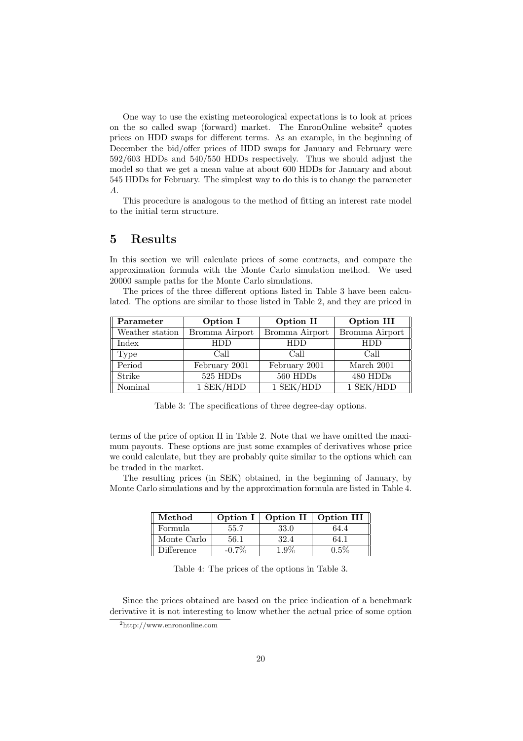One way to use the existing meteorological expectations is to look at prices on the so called swap (forward) market. The EnronOnline website[2] quotes prices on HDD swaps for different terms. As an example, in the beginning of December the bid/offer prices of HDD swaps for January and February were 592/603 HDDs and 540/550 HDDs respectively. Thus we should adjust the model so that we get a mean value at about 600 HDDs for January and about 545 HDDs for February. The simplest way to do this is to change the parameter $A$.

This procedure is analogous to the method of fitting an interest rate model to the initial term structure.

# 5 Results

In this section we will calculate prices of some contracts, and compare the approximation formula with the Monte Carlo simulation method. We used 20000 sample paths for the Monte Carlo simulations.

The prices of the three different options listed in Table 3 have been calculated. The options are similar to those listed in Table 2, and they are priced in terms of the price of option II in Table 2. Note that we have omitted the maximum payouts. These options are just some examples of derivatives whose price we could calculate, but they are probably quite similar to the options which can be traded in the market.

| **Parameter** | **Option I** | **Option II** | **Option III** |
|---|---|---|---|
| Weather station | Bromma Airport | Bromma Airport | Bromma Airport |
| Index | HDD | HDD | HDD |
| Type | Call | Call | Call |
| Period | February 2001 | February 2001 | March 2001 |
| Strike | 525 HDDs | 560 HDDs | 480 HDDs |
| Nominal | 1 SEK/HDD | 1 SEK/HDD | 1 SEK/HDD |

Table 3: The specifications of three degree-day options.

The resulting prices (in SEK) obtained, in the beginning of January, by Monte Carlo simulations and by the approximation formula are listed in Table 4.

| **Method** | **Option I** | **Option II** | **Option III** |
|---|---|---|---|
| Formula | 55.7 | 33.0 | 64.4 |
| Monte Carlo | 56.1 | 32.4 | 64.1 |
| Difference | -0.7% | 1.9% | 0.5% |

Table 4: The prices of the options in Table 3.

Since the prices obtained are based on the price indication of a benchmark derivative it is not interesting to know whether the actual price of some option

[2] http://www.enrononline.com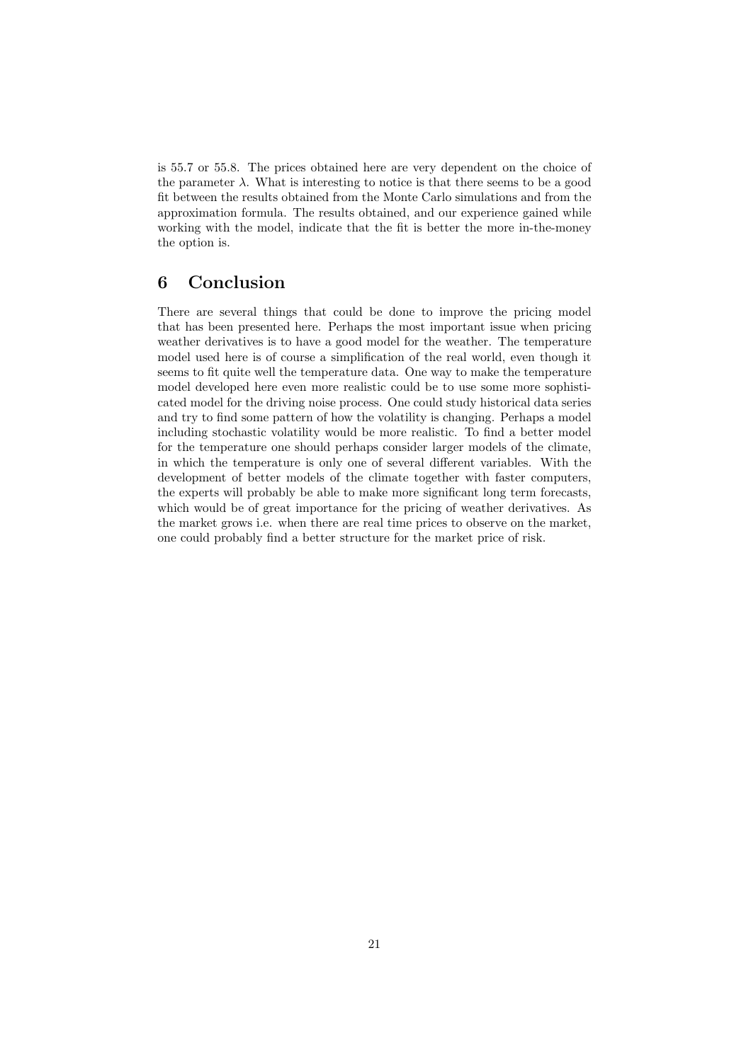is 55.7 or 55.8. The prices obtained here are very dependent on the choice of the parameter $\lambda$. What is interesting to notice is that there seems to be a good fit between the results obtained from the Monte Carlo simulations and from the approximation formula. The results obtained, and our experience gained while working with the model, indicate that the fit is better the more in-the-money the option is.

## 6 Conclusion

There are several things that could be done to improve the pricing model that has been presented here. Perhaps the most important issue when pricing weather derivatives is to have a good model for the weather. The temperature model used here is of course a simplification of the real world, even though it seems to fit quite well the temperature data. One way to make the temperature model developed here even more realistic could be to use some more sophisticated model for the driving noise process. One could study historical data series and try to find some pattern of how the volatility is changing. Perhaps a model including stochastic volatility would be more realistic. To find a better model for the temperature one should perhaps consider larger models of the climate, in which the temperature is only one of several different variables. With the development of better models of the climate together with faster computers, the experts will probably be able to make more significant long term forecasts, which would be of great importance for the pricing of weather derivatives. As the market grows i.e. when there are real time prices to observe on the market, one could probably find a better structure for the market price of risk.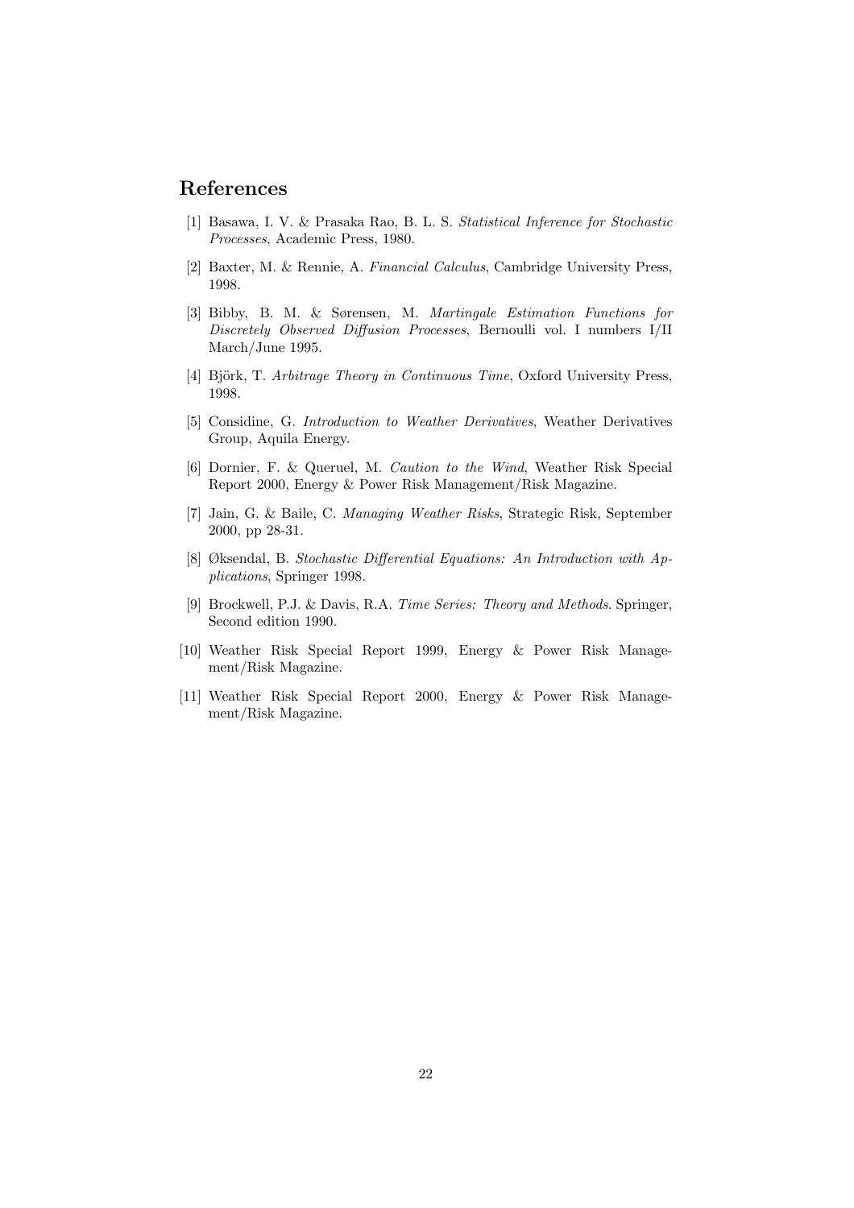# References

[1] Basawa, I. V. & Prasaka Rao, B. L. S. *Statistical Inference for Stochastic Processes*, Academic Press, 1980.

[2] Baxter, M. & Rennie, A. *Financial Calculus*, Cambridge University Press, 1998.

[3] Bibby, B. M. & Sørensen, M. *Martingale Estimation Functions for Discretely Observed Diffusion Processes*, Bernoulli vol. I numbers I/II March/June 1995.

[4] Björk, T. *Arbitrage Theory in Continuous Time*, Oxford University Press, 1998.

[5] Considine, G. *Introduction to Weather Derivatives*, Weather Derivatives Group, Aquila Energy.

[6] Dornier, F. & Queruel, M. *Caution to the Wind*, Weather Risk Special Report 2000, Energy & Power Risk Management/Risk Magazine.

[7] Jain, G. & Baile, C. *Managing Weather Risks*, Strategic Risk, September 2000, pp 28-31.

[8] Øksendal, B. *Stochastic Differential Equations: An Introduction with Applications*, Springer 1998.

[9] Brockwell, P.J. & Davis, R.A. *Time Series: Theory and Methods*. Springer, Second edition 1990.

[10] Weather Risk Special Report 1999, Energy & Power Risk Management/Risk Magazine.

[11] Weather Risk Special Report 2000, Energy & Power Risk Management/Risk Magazine.